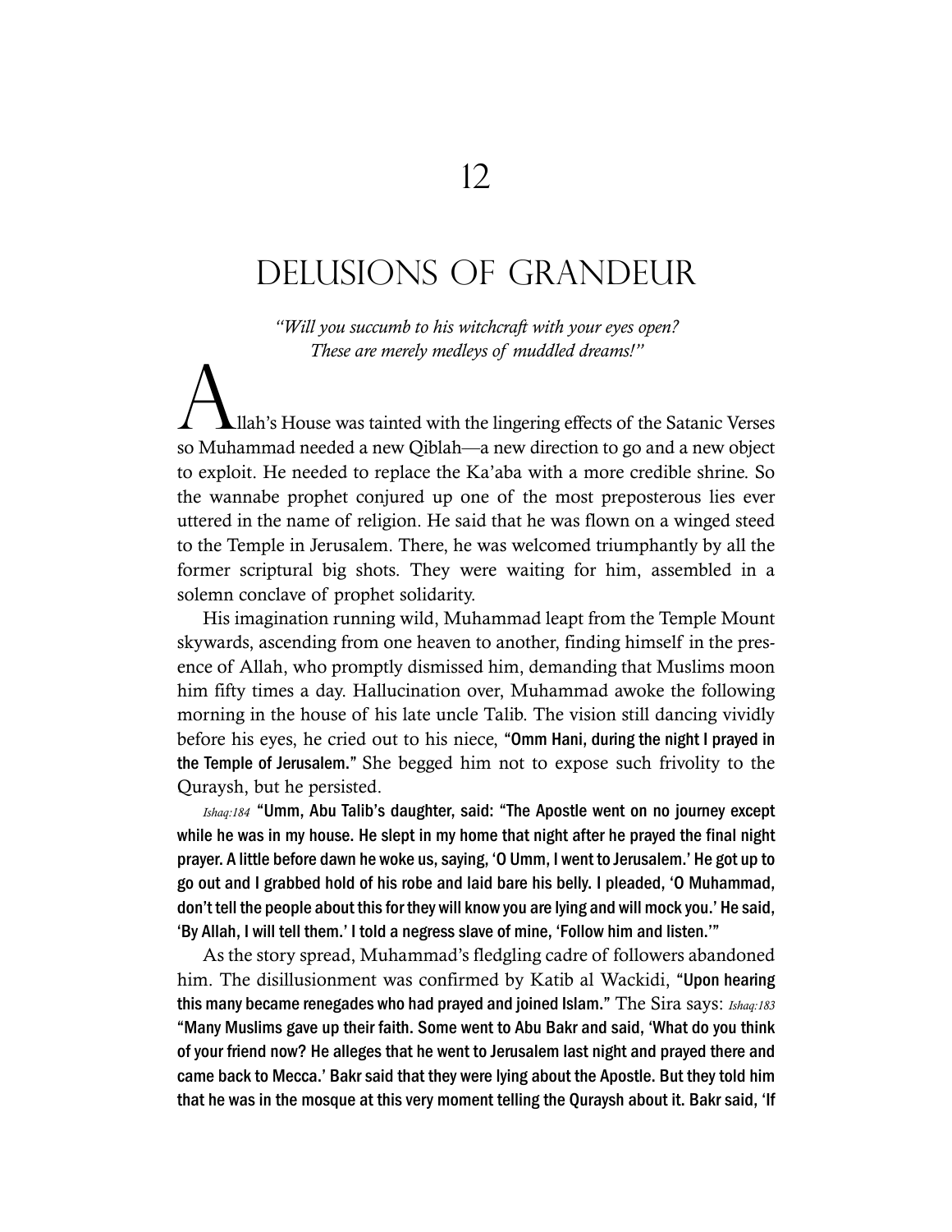# 12

# DELUSIONS OF GRANDEUR

*"Will you succumb to his witchcraft with your eyes open? These are merely medleys of muddled dreams!"*

Allah's House was tainted with the lingering effects of the Satanic Verses so Muhammad needed a new Qiblah—a new direction to go and a new object to exploit. He needed to replace the Ka'aba with a more credible shrine. So the wannabe prophet conjured up one of the most preposterous lies ever uttered in the name of religion. He said that he was flown on a winged steed to the Temple in Jerusalem. There, he was welcomed triumphantly by all the former scriptural big shots. They were waiting for him, assembled in a solemn conclave of prophet solidarity.

His imagination running wild, Muhammad leapt from the Temple Mount skywards, ascending from one heaven to another, finding himself in the presence of Allah, who promptly dismissed him, demanding that Muslims moon him fifty times a day. Hallucination over, Muhammad awoke the following morning in the house of his late uncle Talib. The vision still dancing vividly before his eyes, he cried out to his niece, **"Omm Hani, during the night I prayed in the Temple of Jerusalem."** She begged him not to expose such frivolity to the Quraysh, but he persisted.

*Ishaq:184* **"Umm, Abu Talib's daughter, said: "The Apostle went on no journey except while he was in my house. He slept in my home that night after he prayed the final night prayer. A little before dawn he woke us, saying, 'O Umm, I went to Jerusalem.' He got up to go out and I grabbed hold of his robe and laid bare his belly. I pleaded, 'O Muhammad, don't tell the people about this for they will know you are lying and will mock you.' He said, 'By Allah, I will tell them.' I told a negress slave of mine, 'Follow him and listen.'"**

As the story spread, Muhammad's fledgling cadre of followers abandoned him. The disillusionment was confirmed by Katib al Wackidi, **"Upon hearing this many became renegades who had prayed and joined Islam."** The Sira says: *Ishaq:183* **"Many Muslims gave up their faith. Some went to Abu Bakr and said, 'What do you think of your friend now? He alleges that he went to Jerusalem last night and prayed there and came back to Mecca.' Bakr said that they were lying about the Apostle. But they told him that he was in the mosque at this very moment telling the Quraysh about it. Bakr said, 'If**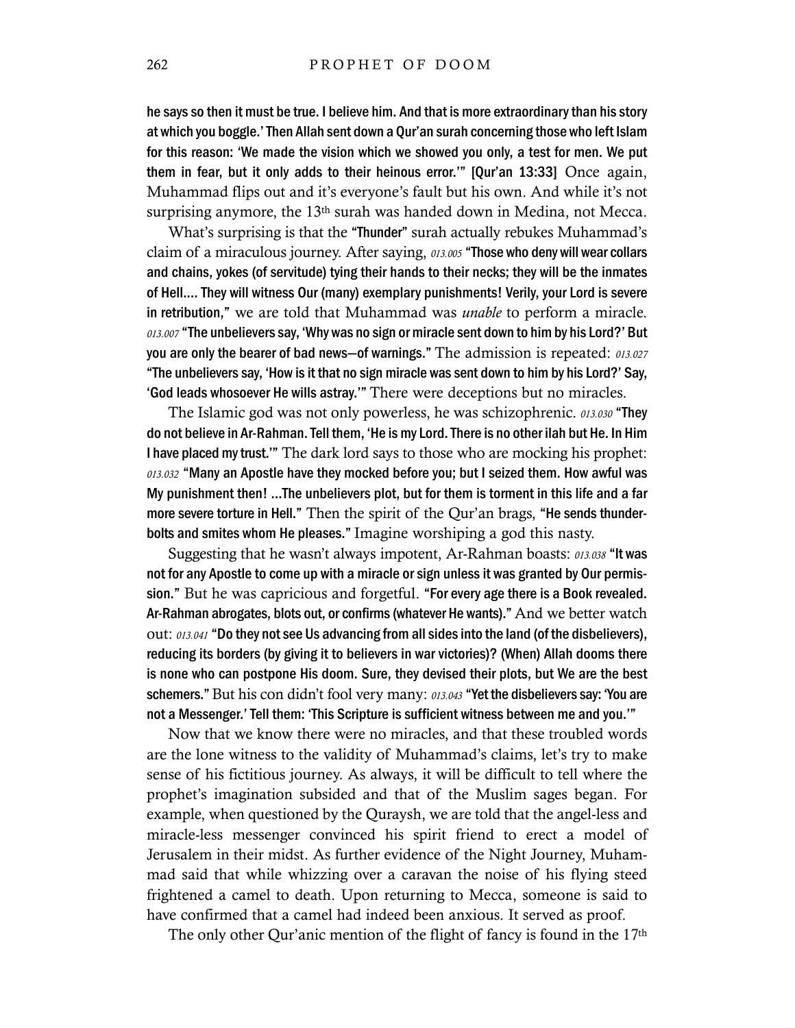he says so then it must be true. I believe him. And that is more extraordinary than his story at which you boggle.' Then Allah sent down a Qur'an surah concerning those who left Islam for this reason: 'We made the vision which we showed you only, a test for men. We put them in fear, but it only adds to their heinous error.'" [Qur'an 13:33] Once again, Muhammad flips out and it's everyone's fault but his own. And while it's not surprising anymore, the 13th surah was handed down in Medina, not Mecca.

What's surprising is that the "Thunder" surah actually rebukes Muhammad's claim of a miraculous journey. After saying, *013.005* "Those who deny will wear collars and chains, yokes (of servitude) tying their hands to their necks; they will be the inmates of Hell.... They will witness Our (many) exemplary punishments! Verily, your Lord is severe in retribution," we are told that Muhammad was *unable* to perform a miracle. *013.007* "The unbelievers say, 'Why was no sign or miracle sent down to him by his Lord?' But you are only the bearer of bad news—of warnings." The admission is repeated: *013.027* "The unbelievers say, 'How is it that no sign miracle was sent down to him by his Lord?' Say, 'God leads whosoever He wills astray.'" There were deceptions but no miracles.

The Islamic god was not only powerless, he was schizophrenic. *013.030* "They do not believe in Ar-Rahman. Tell them, 'He is my Lord. There is no other ilah but He. In Him I have placed my trust.'" The dark lord says to those who are mocking his prophet: *013.032* "Many an Apostle have they mocked before you; but I seized them. How awful was My punishment then! ...The unbelievers plot, but for them is torment in this life and a far more severe torture in Hell." Then the spirit of the Qur'an brags, "He sends thunder-bolts and smites whom He pleases." Imagine worshiping a god this nasty.

Suggesting that he wasn't always impotent, Ar-Rahman boasts: *013.038* "It was not for any Apostle to come up with a miracle or sign unless it was granted by Our permission." But he was capricious and forgetful. "For every age there is a Book revealed. Ar-Rahman abrogates, blots out, or confirms (whatever He wants)." And we better watch out: *013.041* "Do they not see Us advancing from all sides into the land (of the disbelievers), reducing its borders (by giving it to believers in war victories)? (When) Allah dooms there is none who can postpone His doom. Sure, they devised their plots, but We are the best schemers." But his con didn't fool very many: *013.043* "Yet the disbelievers say: 'You are not a Messenger.' Tell them: 'This Scripture is sufficient witness between me and you.'"

Now that we know there were no miracles, and that these troubled words are the lone witness to the validity of Muhammad's claims, let's try to make sense of his fictitious journey. As always, it will be difficult to tell where the prophet's imagination subsided and that of the Muslim sages began. For example, when questioned by the Quraysh, we are told that the angel-less and miracle-less messenger convinced his spirit friend to erect a model of Jerusalem in their midst. As further evidence of the Night Journey, Muhammad said that while whizzing over a caravan the noise of his flying steed frightened a camel to death. Upon returning to Mecca, someone is said to have confirmed that a camel had indeed been anxious. It served as proof.

The only other Qur'anic mention of the flight of fancy is found in the 17th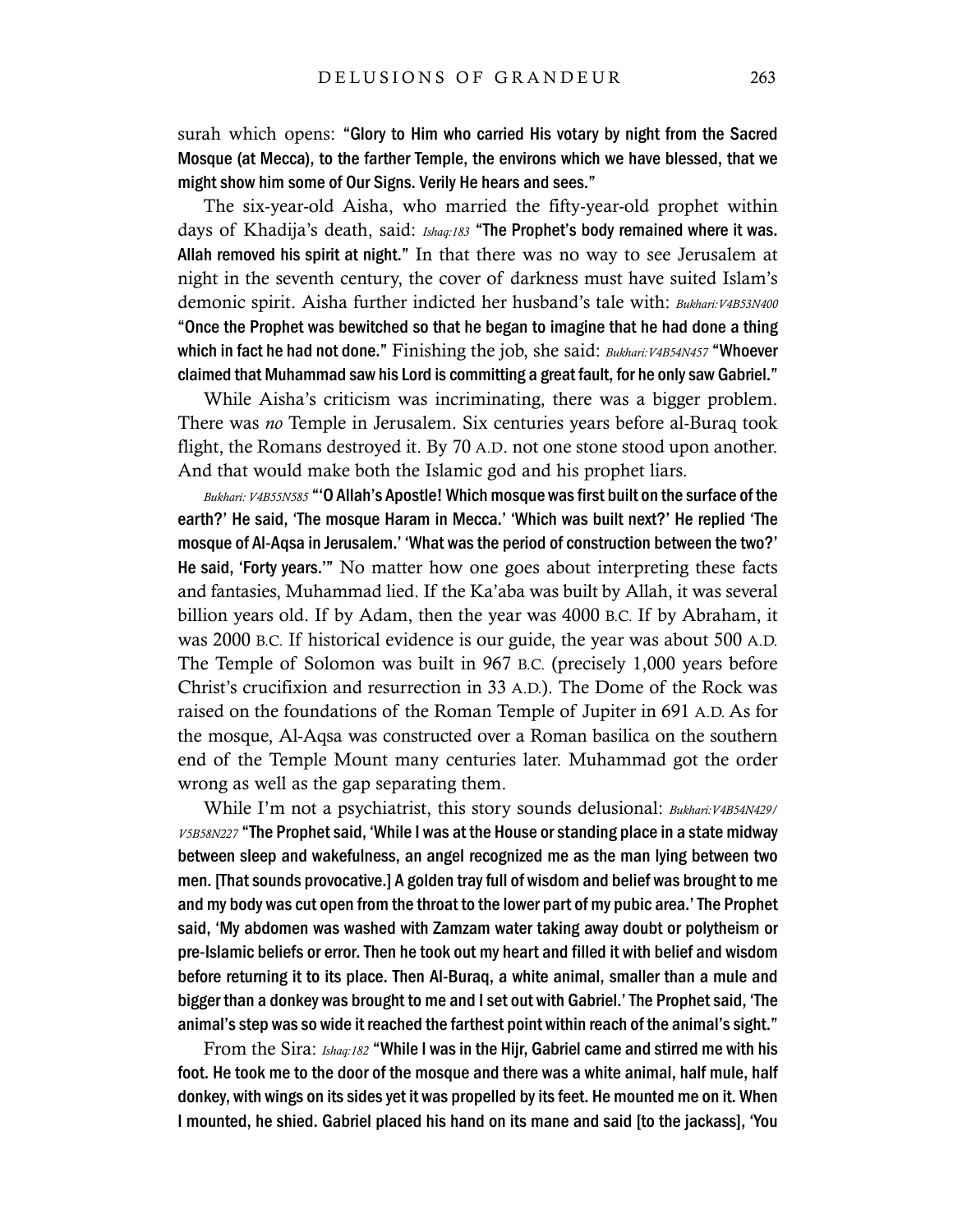surah which opens: **"Glory to Him who carried His votary by night from the Sacred Mosque (at Mecca), to the farther Temple, the environs which we have blessed, that we might show him some of Our Signs. Verily He hears and sees."**

The six-year-old Aisha, who married the fifty-year-old prophet within days of Khadija's death, said: *Ishaq:183* **"The Prophet's body remained where it was. Allah removed his spirit at night."** In that there was no way to see Jerusalem at night in the seventh century, the cover of darkness must have suited Islam's demonic spirit. Aisha further indicted her husband's tale with: *Bukhari:V4B53N400* **"Once the Prophet was bewitched so that he began to imagine that he had done a thing which in fact he had not done."** Finishing the job, she said: *Bukhari:V4B54N457* **"Whoever claimed that Muhammad saw his Lord is committing a great fault, for he only saw Gabriel."**

While Aisha's criticism was incriminating, there was a bigger problem. There was *no* Temple in Jerusalem. Six centuries years before al-Buraq took flight, the Romans destroyed it. By 70 A.D. not one stone stood upon another. And that would make both the Islamic god and his prophet liars.

*Bukhari: V4B55N585* **"'O Allah's Apostle! Which mosque was first built on the surface of the earth?' He said, 'The mosque Haram in Mecca.' 'Which was built next?' He replied 'The mosque of Al-Aqsa in Jerusalem.' 'What was the period of construction between the two?' He said, 'Forty years.'"** No matter how one goes about interpreting these facts and fantasies, Muhammad lied. If the Ka'aba was built by Allah, it was several billion years old. If by Adam, then the year was 4000 B.C. If by Abraham, it was 2000 B.C. If historical evidence is our guide, the year was about 500 A.D. The Temple of Solomon was built in 967 B.C. (precisely 1,000 years before Christ's crucifixion and resurrection in 33 A.D.). The Dome of the Rock was raised on the foundations of the Roman Temple of Jupiter in 691 A.D. As for the mosque, Al-Aqsa was constructed over a Roman basilica on the southern end of the Temple Mount many centuries later. Muhammad got the order wrong as well as the gap separating them.

While I'm not a psychiatrist, this story sounds delusional: *Bukhari:V4B54N429/V5B58N227* **"The Prophet said, 'While I was at the House or standing place in a state midway between sleep and wakefulness, an angel recognized me as the man lying between two men. [That sounds provocative.] A golden tray full of wisdom and belief was brought to me and my body was cut open from the throat to the lower part of my pubic area.' The Prophet said, 'My abdomen was washed with Zamzam water taking away doubt or polytheism or pre-Islamic beliefs or error. Then he took out my heart and filled it with belief and wisdom before returning it to its place. Then Al-Buraq, a white animal, smaller than a mule and bigger than a donkey was brought to me and I set out with Gabriel.' The Prophet said, 'The animal's step was so wide it reached the farthest point within reach of the animal's sight."**

From the Sira: *Ishaq:182* **"While I was in the Hijr, Gabriel came and stirred me with his foot. He took me to the door of the mosque and there was a white animal, half mule, half donkey, with wings on its sides yet it was propelled by its feet. He mounted me on it. When I mounted, he shied. Gabriel placed his hand on its mane and said [to the jackass], 'You**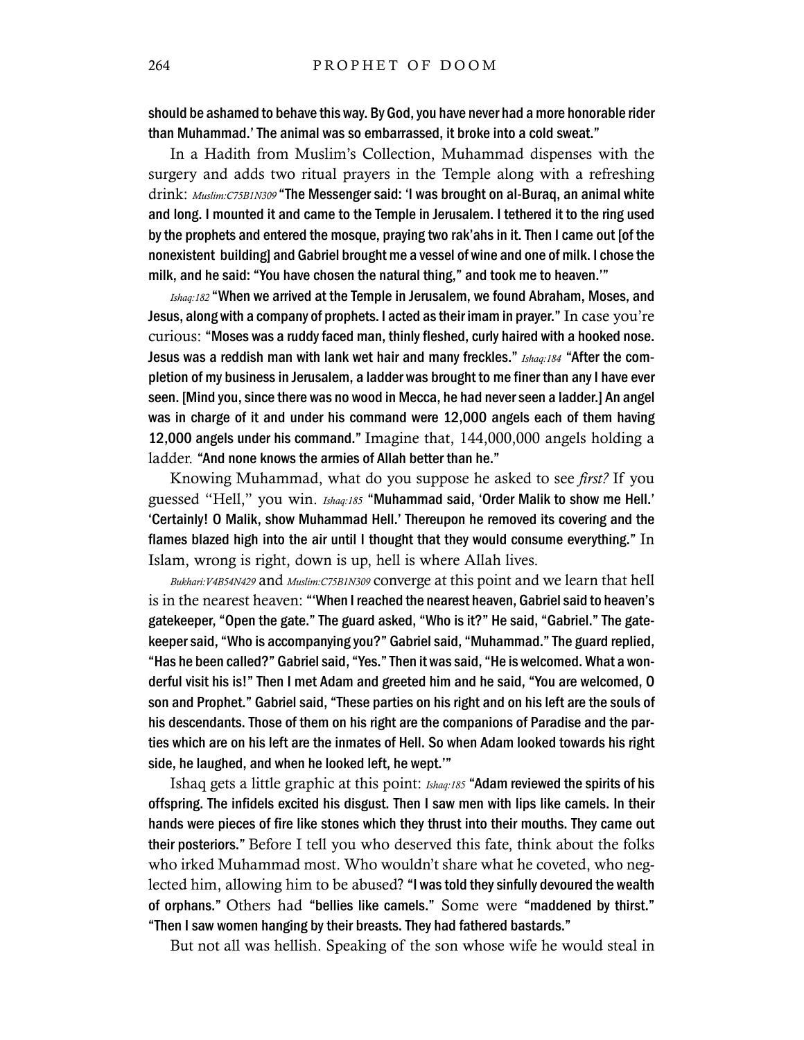should be ashamed to behave this way. By God, you have never had a more honorable rider than Muhammad.' The animal was so embarrassed, it broke into a cold sweat."

In a Hadith from Muslim's Collection, Muhammad dispenses with the surgery and adds two ritual prayers in the Temple along with a refreshing drink: *Muslim:C75B1N309* "The Messenger said: 'I was brought on al-Buraq, an animal white and long. I mounted it and came to the Temple in Jerusalem. I tethered it to the ring used by the prophets and entered the mosque, praying two rak'ahs in it. Then I came out [of the nonexistent building] and Gabriel brought me a vessel of wine and one of milk. I chose the milk, and he said: "You have chosen the natural thing," and took me to heaven.'"

*Ishaq:182* "When we arrived at the Temple in Jerusalem, we found Abraham, Moses, and Jesus, along with a company of prophets. I acted as their imam in prayer." In case you're curious: "Moses was a ruddy faced man, thinly fleshed, curly haired with a hooked nose. Jesus was a reddish man with lank wet hair and many freckles." *Ishaq:184* "After the completion of my business in Jerusalem, a ladder was brought to me finer than any I have ever seen. [Mind you, since there was no wood in Mecca, he had never seen a ladder.] An angel was in charge of it and under his command were 12,000 angels each of them having 12,000 angels under his command." Imagine that, 144,000,000 angels holding a ladder. "And none knows the armies of Allah better than he."

Knowing Muhammad, what do you suppose he asked to see *first?* If you guessed "Hell," you win. *Ishaq:185* "Muhammad said, 'Order Malik to show me Hell.' 'Certainly! O Malik, show Muhammad Hell.' Thereupon he removed its covering and the flames blazed high into the air until I thought that they would consume everything." In Islam, wrong is right, down is up, hell is where Allah lives.

*Bukhari:V4B54N429* and *Muslim:C75B1N309* converge at this point and we learn that hell is in the nearest heaven: "'When I reached the nearest heaven, Gabriel said to heaven's gatekeeper, "Open the gate." The guard asked, "Who is it?" He said, "Gabriel." The gatekeeper said, "Who is accompanying you?" Gabriel said, "Muhammad." The guard replied, "Has he been called?" Gabriel said, "Yes." Then it was said, "He is welcomed. What a wonderful visit his is!" Then I met Adam and greeted him and he said, "You are welcomed, O son and Prophet." Gabriel said, "These parties on his right and on his left are the souls of his descendants. Those of them on his right are the companions of Paradise and the parties which are on his left are the inmates of Hell. So when Adam looked towards his right side, he laughed, and when he looked left, he wept.'"

Ishaq gets a little graphic at this point: *Ishaq:185* "Adam reviewed the spirits of his offspring. The infidels excited his disgust. Then I saw men with lips like camels. In their hands were pieces of fire like stones which they thrust into their mouths. They came out their posteriors." Before I tell you who deserved this fate, think about the folks who irked Muhammad most. Who wouldn't share what he coveted, who neglected him, allowing him to be abused? "I was told they sinfully devoured the wealth of orphans." Others had "bellies like camels." Some were "maddened by thirst." "Then I saw women hanging by their breasts. They had fathered bastards."

But not all was hellish. Speaking of the son whose wife he would steal in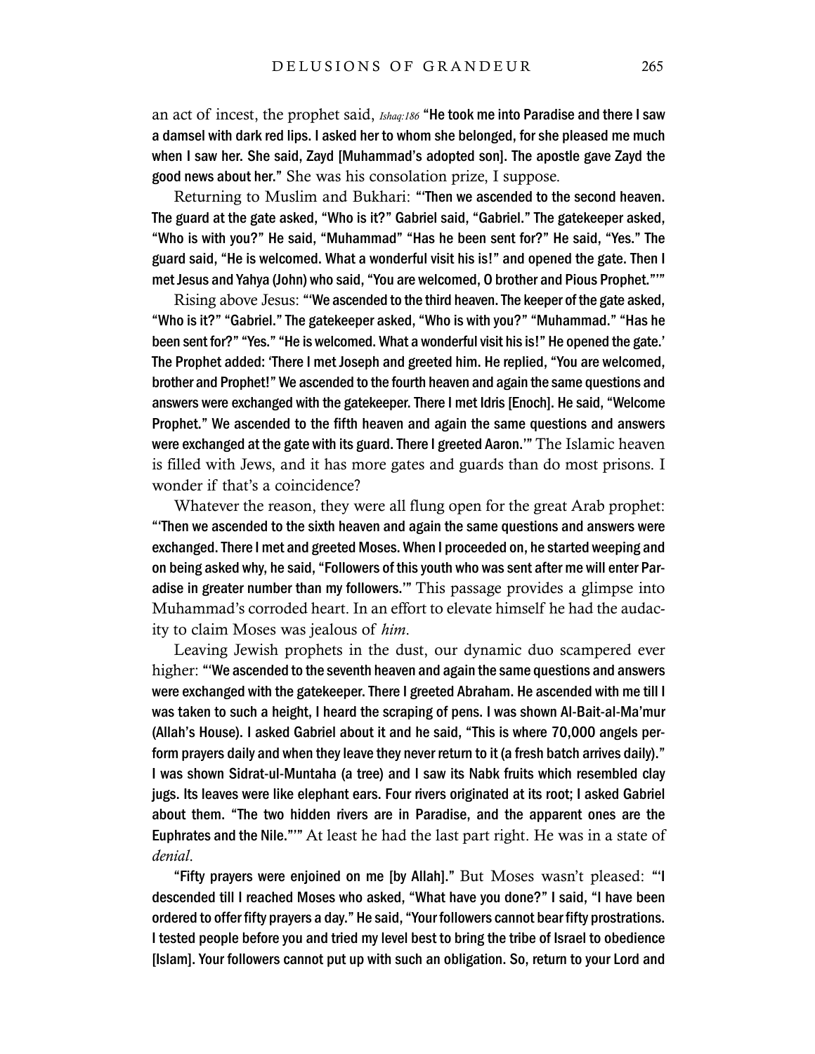an act of incest, the prophet said, *Ishaq:186* **"He took me into Paradise and there I saw a damsel with dark red lips. I asked her to whom she belonged, for she pleased me much when I saw her. She said, Zayd [Muhammad's adopted son]. The apostle gave Zayd the good news about her."** She was his consolation prize, I suppose.

Returning to Muslim and Bukhari: **"'Then we ascended to the second heaven. The guard at the gate asked, "Who is it?" Gabriel said, "Gabriel." The gatekeeper asked, "Who is with you?" He said, "Muhammad" "Has he been sent for?" He said, "Yes." The guard said, "He is welcomed. What a wonderful visit his is!" and opened the gate. Then I met Jesus and Yahya (John) who said, "You are welcomed, O brother and Pious Prophet."'"**

Rising above Jesus: **"'We ascended to the third heaven. The keeper of the gate asked, "Who is it?" "Gabriel." The gatekeeper asked, "Who is with you?" "Muhammad." "Has he been sent for?" "Yes." "He is welcomed. What a wonderful visit his is!" He opened the gate.' The Prophet added: 'There I met Joseph and greeted him. He replied, "You are welcomed, brother and Prophet!" We ascended to the fourth heaven and again the same questions and answers were exchanged with the gatekeeper. There I met Idris [Enoch]. He said, "Welcome Prophet." We ascended to the fifth heaven and again the same questions and answers were exchanged at the gate with its guard. There I greeted Aaron.'"** The Islamic heaven is filled with Jews, and it has more gates and guards than do most prisons. I wonder if that's a coincidence?

Whatever the reason, they were all flung open for the great Arab prophet: **"'Then we ascended to the sixth heaven and again the same questions and answers were exchanged. There I met and greeted Moses. When I proceeded on, he started weeping and on being asked why, he said, "Followers of this youth who was sent after me will enter Paradise in greater number than my followers.'"** This passage provides a glimpse into Muhammad's corroded heart. In an effort to elevate himself he had the audacity to claim Moses was jealous of *him*.

Leaving Jewish prophets in the dust, our dynamic duo scampered ever higher: **"'We ascended to the seventh heaven and again the same questions and answers were exchanged with the gatekeeper. There I greeted Abraham. He ascended with me till I was taken to such a height, I heard the scraping of pens. I was shown Al-Bait-al-Ma'mur (Allah's House). I asked Gabriel about it and he said, "This is where 70,000 angels perform prayers daily and when they leave they never return to it (a fresh batch arrives daily)." I was shown Sidrat-ul-Muntaha (a tree) and I saw its Nabk fruits which resembled clay jugs. Its leaves were like elephant ears. Four rivers originated at its root; I asked Gabriel about them. "The two hidden rivers are in Paradise, and the apparent ones are the Euphrates and the Nile."'"** At least he had the last part right. He was in a state of *denial*.

**"Fifty prayers were enjoined on me [by Allah]."** But Moses wasn't pleased: **"'I descended till I reached Moses who asked, "What have you done?" I said, "I have been ordered to offer fifty prayers a day." He said, "Your followers cannot bear fifty prostrations. I tested people before you and tried my level best to bring the tribe of Israel to obedience [Islam]. Your followers cannot put up with such an obligation. So, return to your Lord and**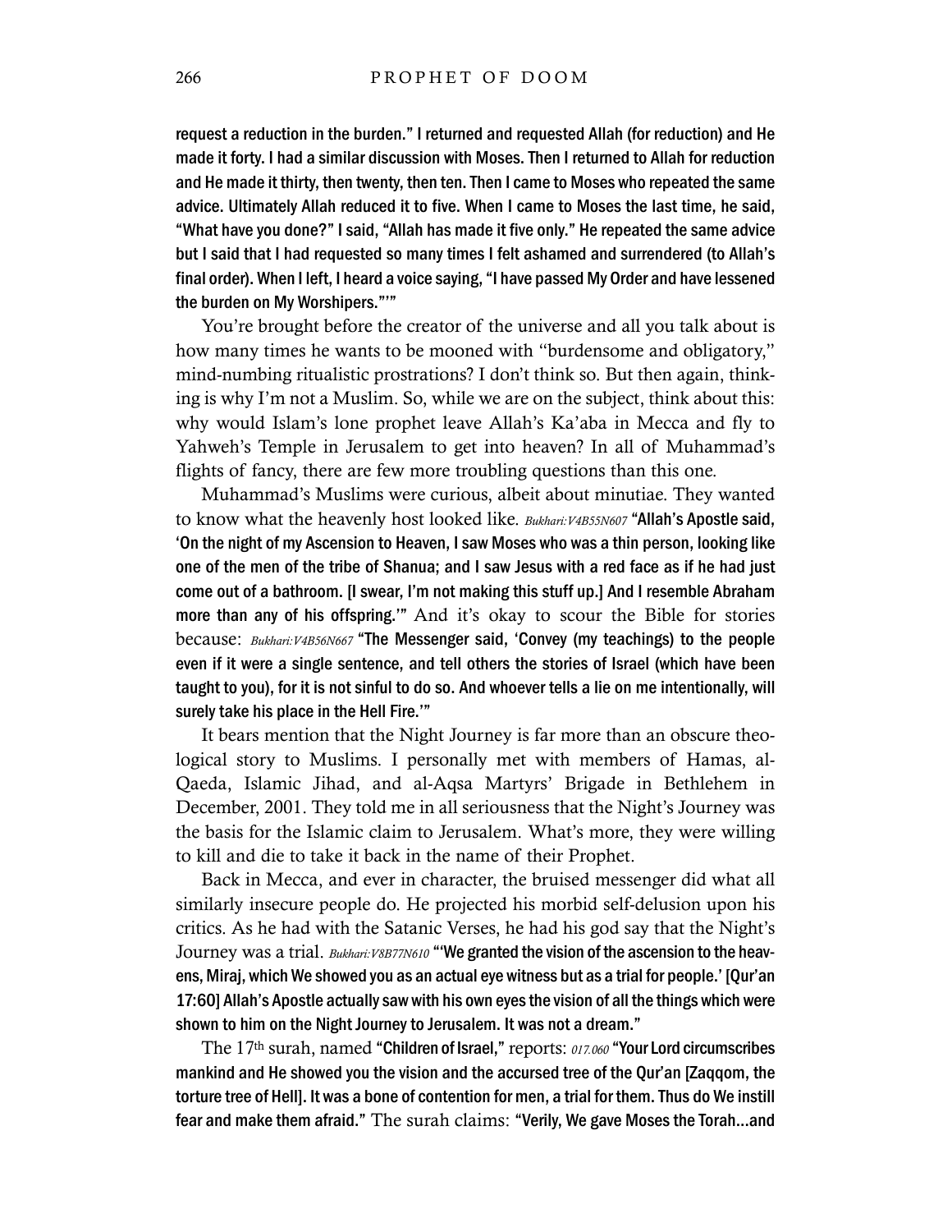**request a reduction in the burden." I returned and requested Allah (for reduction) and He made it forty. I had a similar discussion with Moses. Then I returned to Allah for reduction and He made it thirty, then twenty, then ten. Then I came to Moses who repeated the same advice. Ultimately Allah reduced it to five. When I came to Moses the last time, he said, "What have you done?" I said, "Allah has made it five only." He repeated the same advice but I said that I had requested so many times I felt ashamed and surrendered (to Allah's final order). When I left, I heard a voice saying, "I have passed My Order and have lessened the burden on My Worshipers."'"**

You're brought before the creator of the universe and all you talk about is how many times he wants to be mooned with "burdensome and obligatory," mind-numbing ritualistic prostrations? I don't think so. But then again, thinking is why I'm not a Muslim. So, while we are on the subject, think about this: why would Islam's lone prophet leave Allah's Ka'aba in Mecca and fly to Yahweh's Temple in Jerusalem to get into heaven? In all of Muhammad's flights of fancy, there are few more troubling questions than this one.

Muhammad's Muslims were curious, albeit about minutiae. They wanted to know what the heavenly host looked like. *Bukhari:V4B55N607* **"Allah's Apostle said, 'On the night of my Ascension to Heaven, I saw Moses who was a thin person, looking like one of the men of the tribe of Shanua; and I saw Jesus with a red face as if he had just come out of a bathroom. [I swear, I'm not making this stuff up.] And I resemble Abraham more than any of his offspring.'"** And it's okay to scour the Bible for stories because: *Bukhari:V4B56N667* **"The Messenger said, 'Convey (my teachings) to the people even if it were a single sentence, and tell others the stories of Israel (which have been taught to you), for it is not sinful to do so. And whoever tells a lie on me intentionally, will surely take his place in the Hell Fire.'"**

It bears mention that the Night Journey is far more than an obscure theological story to Muslims. I personally met with members of Hamas, al-Qaeda, Islamic Jihad, and al-Aqsa Martyrs' Brigade in Bethlehem in December, 2001. They told me in all seriousness that the Night's Journey was the basis for the Islamic claim to Jerusalem. What's more, they were willing to kill and die to take it back in the name of their Prophet.

Back in Mecca, and ever in character, the bruised messenger did what all similarly insecure people do. He projected his morbid self-delusion upon his critics. As he had with the Satanic Verses, he had his god say that the Night's Journey was a trial. *Bukhari:V8B77N610* **"'We granted the vision of the ascension to the heavens, Miraj, which We showed you as an actual eye witness but as a trial for people.' [Qur'an 17:60] Allah's Apostle actually saw with his own eyes the vision of all the things which were shown to him on the Night Journey to Jerusalem. It was not a dream."**

The 17th surah, named **"Children of Israel,"** reports: *017.060* **"Your Lord circumscribes mankind and He showed you the vision and the accursed tree of the Qur'an [Zaqqom, the torture tree of Hell]. It was a bone of contention for men, a trial for them. Thus do We instill fear and make them afraid."** The surah claims: **"Verily, We gave Moses the Torah…and**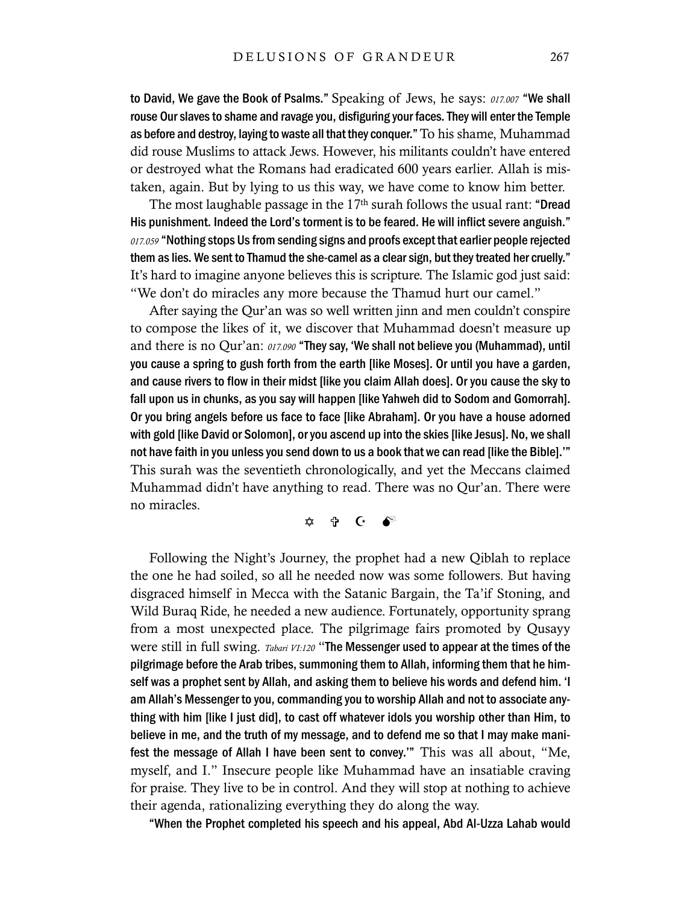**to David, We gave the Book of Psalms."** Speaking of Jews, he says: *017.007* **"We shall rouse Our slaves to shame and ravage you, disfiguring your faces. They will enter the Temple as before and destroy, laying to waste all that they conquer."** To his shame, Muhammad did rouse Muslims to attack Jews. However, his militants couldn't have entered or destroyed what the Romans had eradicated 600 years earlier. Allah is mistaken, again. But by lying to us this way, we have come to know him better.

The most laughable passage in the 17th surah follows the usual rant: **"Dread His punishment. Indeed the Lord's torment is to be feared. He will inflict severe anguish."** *017.059* **"Nothing stops Us from sending signs and proofs except that earlier people rejected them as lies. We sent to Thamud the she-camel as a clear sign, but they treated her cruelly."** It's hard to imagine anyone believes this is scripture. The Islamic god just said: "We don't do miracles any more because the Thamud hurt our camel."

After saying the Qur'an was so well written jinn and men couldn't conspire to compose the likes of it, we discover that Muhammad doesn't measure up and there is no Qur'an: *017.090* **"They say, 'We shall not believe you (Muhammad), until you cause a spring to gush forth from the earth [like Moses]. Or until you have a garden, and cause rivers to flow in their midst [like you claim Allah does]. Or you cause the sky to fall upon us in chunks, as you say will happen [like Yahweh did to Sodom and Gomorrah]. Or you bring angels before us face to face [like Abraham]. Or you have a house adorned with gold [like David or Solomon], or you ascend up into the skies [like Jesus]. No, we shall not have faith in you unless you send down to us a book that we can read [like the Bible].'"** This surah was the seventieth chronologically, and yet the Meccans claimed Muhammad didn't have anything to read. There was no Qur'an. There were no miracles.

✡ ✞ ☪ 💣

Following the Night's Journey, the prophet had a new Qiblah to replace the one he had soiled, so all he needed now was some followers. But having disgraced himself in Mecca with the Satanic Bargain, the Ta'if Stoning, and Wild Buraq Ride, he needed a new audience. Fortunately, opportunity sprang from a most unexpected place. The pilgrimage fairs promoted by Qusayy were still in full swing. *Tabari VI:120* **"The Messenger used to appear at the times of the pilgrimage before the Arab tribes, summoning them to Allah, informing them that he himself was a prophet sent by Allah, and asking them to believe his words and defend him. 'I am Allah's Messenger to you, commanding you to worship Allah and not to associate anything with him [like I just did], to cast off whatever idols you worship other than Him, to believe in me, and the truth of my message, and to defend me so that I may make manifest the message of Allah I have been sent to convey.'"** This was all about, "Me, myself, and I." Insecure people like Muhammad have an insatiable craving for praise. They live to be in control. And they will stop at nothing to achieve their agenda, rationalizing everything they do along the way.

**"When the Prophet completed his speech and his appeal, Abd Al-Uzza Lahab would**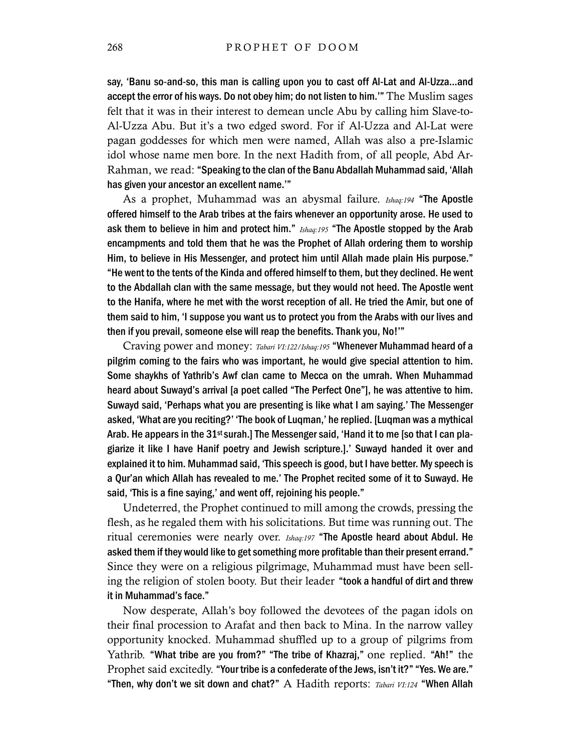**say, 'Banu so-and-so, this man is calling upon you to cast off Al-Lat and Al-Uzza...and accept the error of his ways. Do not obey him; do not listen to him.'"** The Muslim sages felt that it was in their interest to demean uncle Abu by calling him Slave-to-Al-Uzza Abu. But it's a two edged sword. For if Al-Uzza and Al-Lat were pagan goddesses for which men were named, Allah was also a pre-Islamic idol whose name men bore. In the next Hadith from, of all people, Abd Ar-Rahman, we read: **"Speaking to the clan of the Banu Abdallah Muhammad said, 'Allah has given your ancestor an excellent name.'"**

As a prophet, Muhammad was an abysmal failure. *Ishaq:194* **"The Apostle offered himself to the Arab tribes at the fairs whenever an opportunity arose. He used to ask them to believe in him and protect him."** *Ishaq:195* **"The Apostle stopped by the Arab encampments and told them that he was the Prophet of Allah ordering them to worship Him, to believe in His Messenger, and protect him until Allah made plain His purpose." "He went to the tents of the Kinda and offered himself to them, but they declined. He went to the Abdallah clan with the same message, but they would not heed. The Apostle went to the Hanifa, where he met with the worst reception of all. He tried the Amir, but one of them said to him, 'I suppose you want us to protect you from the Arabs with our lives and then if you prevail, someone else will reap the benefits. Thank you, No!'"**

Craving power and money: *Tabari VI:122/Ishaq:195* **"Whenever Muhammad heard of a pilgrim coming to the fairs who was important, he would give special attention to him. Some shaykhs of Yathrib's Awf clan came to Mecca on the umrah. When Muhammad heard about Suwayd's arrival [a poet called "The Perfect One"], he was attentive to him. Suwayd said, 'Perhaps what you are presenting is like what I am saying.' The Messenger asked, 'What are you reciting?' 'The book of Luqman,' he replied. [Luqman was a mythical Arab. He appears in the 31st surah.] The Messenger said, 'Hand it to me [so that I can plagiarize it like I have Hanif poetry and Jewish scripture.].' Suwayd handed it over and explained it to him. Muhammad said, 'This speech is good, but I have better. My speech is a Qur'an which Allah has revealed to me.' The Prophet recited some of it to Suwayd. He said, 'This is a fine saying,' and went off, rejoining his people."**

Undeterred, the Prophet continued to mill among the crowds, pressing the flesh, as he regaled them with his solicitations. But time was running out. The ritual ceremonies were nearly over. *Ishaq:197* **"The Apostle heard about Abdul. He asked them if they would like to get something more profitable than their present errand."** Since they were on a religious pilgrimage, Muhammad must have been selling the religion of stolen booty. But their leader **"took a handful of dirt and threw it in Muhammad's face."**

Now desperate, Allah's boy followed the devotees of the pagan idols on their final procession to Arafat and then back to Mina. In the narrow valley opportunity knocked. Muhammad shuffled up to a group of pilgrims from Yathrib. **"What tribe are you from?" "The tribe of Khazraj,"** one replied. **"Ah!"** the Prophet said excitedly. **"Your tribe is a confederate of the Jews, isn't it?" "Yes. We are." "Then, why don't we sit down and chat?"** A Hadith reports: *Tabari VI:124* **"When Allah**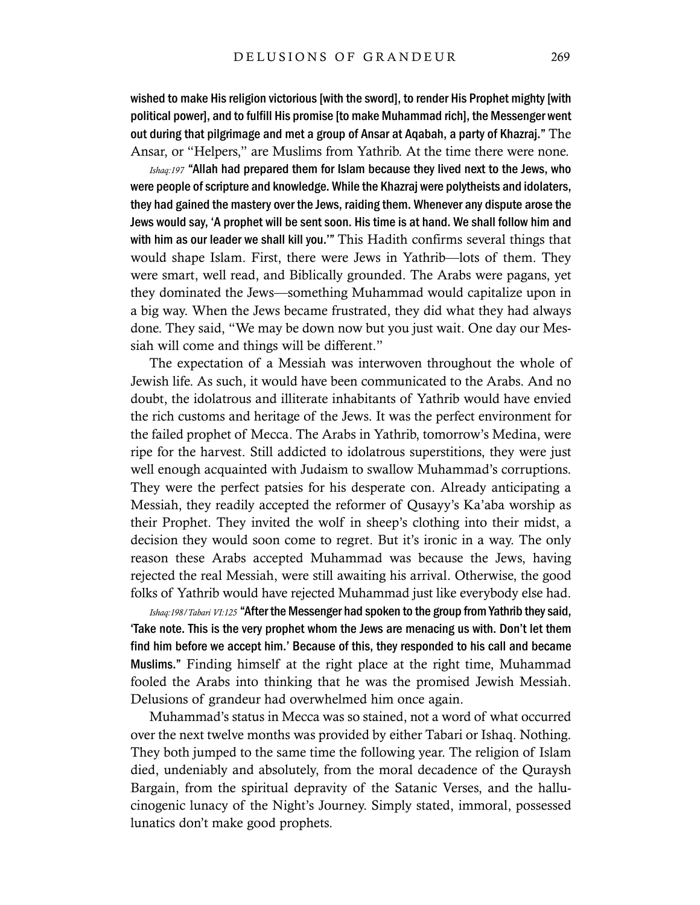**wished to make His religion victorious [with the sword], to render His Prophet mighty [with political power], and to fulfill His promise [to make Muhammad rich], the Messenger went out during that pilgrimage and met a group of Ansar at Aqabah, a party of Khazraj."** The Ansar, or "Helpers," are Muslims from Yathrib. At the time there were none.

*Ishaq:197* **"Allah had prepared them for Islam because they lived next to the Jews, who were people of scripture and knowledge. While the Khazraj were polytheists and idolaters, they had gained the mastery over the Jews, raiding them. Whenever any dispute arose the Jews would say, 'A prophet will be sent soon. His time is at hand. We shall follow him and with him as our leader we shall kill you.'"** This Hadith confirms several things that would shape Islam. First, there were Jews in Yathrib—lots of them. They were smart, well read, and Biblically grounded. The Arabs were pagans, yet they dominated the Jews—something Muhammad would capitalize upon in a big way. When the Jews became frustrated, they did what they had always done. They said, "We may be down now but you just wait. One day our Messiah will come and things will be different."

The expectation of a Messiah was interwoven throughout the whole of Jewish life. As such, it would have been communicated to the Arabs. And no doubt, the idolatrous and illiterate inhabitants of Yathrib would have envied the rich customs and heritage of the Jews. It was the perfect environment for the failed prophet of Mecca. The Arabs in Yathrib, tomorrow's Medina, were ripe for the harvest. Still addicted to idolatrous superstitions, they were just well enough acquainted with Judaism to swallow Muhammad's corruptions. They were the perfect patsies for his desperate con. Already anticipating a Messiah, they readily accepted the reformer of Qusayy's Ka'aba worship as their Prophet. They invited the wolf in sheep's clothing into their midst, a decision they would soon come to regret. But it's ironic in a way. The only reason these Arabs accepted Muhammad was because the Jews, having rejected the real Messiah, were still awaiting his arrival. Otherwise, the good folks of Yathrib would have rejected Muhammad just like everybody else had.

*Ishaq:198/Tabari VI:125* **"After the Messenger had spoken to the group from Yathrib they said, 'Take note. This is the very prophet whom the Jews are menacing us with. Don't let them find him before we accept him.' Because of this, they responded to his call and became Muslims."** Finding himself at the right place at the right time, Muhammad fooled the Arabs into thinking that he was the promised Jewish Messiah. Delusions of grandeur had overwhelmed him once again.

Muhammad's status in Mecca was so stained, not a word of what occurred over the next twelve months was provided by either Tabari or Ishaq. Nothing. They both jumped to the same time the following year. The religion of Islam died, undeniably and absolutely, from the moral decadence of the Quraysh Bargain, from the spiritual depravity of the Satanic Verses, and the hallucinogenic lunacy of the Night's Journey. Simply stated, immoral, possessed lunatics don't make good prophets.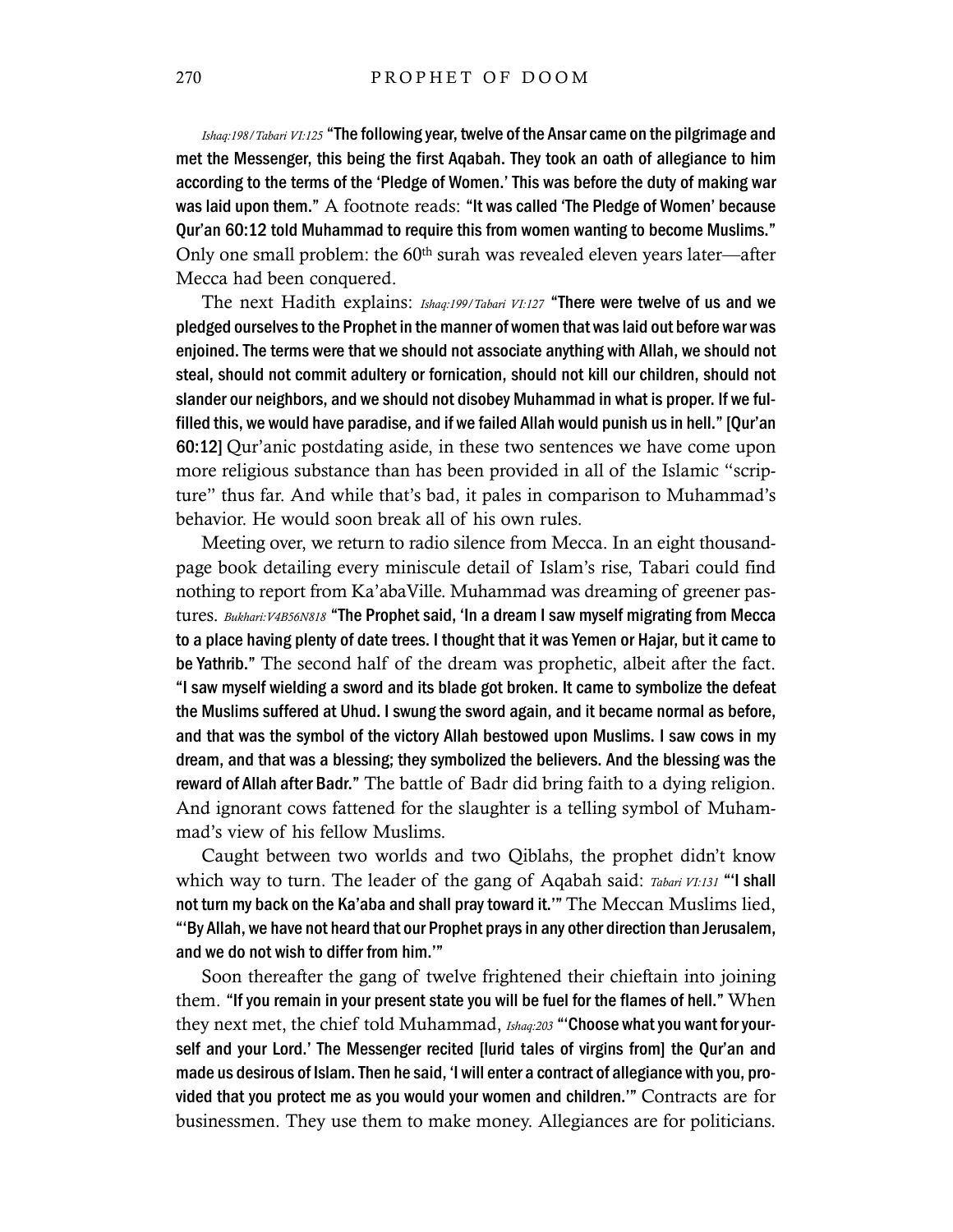*Ishaq:198/Tabari VI:125* **"The following year, twelve of the Ansar came on the pilgrimage and met the Messenger, this being the first Aqabah. They took an oath of allegiance to him according to the terms of the 'Pledge of Women.' This was before the duty of making war was laid upon them."** A footnote reads: **"It was called 'The Pledge of Women' because Qur'an 60:12 told Muhammad to require this from women wanting to become Muslims."** Only one small problem: the 60th surah was revealed eleven years later—after Mecca had been conquered.

The next Hadith explains: *Ishaq:199/Tabari VI:127* **"There were twelve of us and we pledged ourselves to the Prophet in the manner of women that was laid out before war was enjoined. The terms were that we should not associate anything with Allah, we should not steal, should not commit adultery or fornication, should not kill our children, should not slander our neighbors, and we should not disobey Muhammad in what is proper. If we fulfilled this, we would have paradise, and if we failed Allah would punish us in hell." [Qur'an 60:12]** Qur'anic postdating aside, in these two sentences we have come upon more religious substance than has been provided in all of the Islamic "scripture" thus far. And while that's bad, it pales in comparison to Muhammad's behavior. He would soon break all of his own rules.

Meeting over, we return to radio silence from Mecca. In an eight thousand-page book detailing every miniscule detail of Islam's rise, Tabari could find nothing to report from Ka'abaVille. Muhammad was dreaming of greener pastures. *Bukhari:V4B56N818* **"The Prophet said, 'In a dream I saw myself migrating from Mecca to a place having plenty of date trees. I thought that it was Yemen or Hajar, but it came to be Yathrib."** The second half of the dream was prophetic, albeit after the fact. **"I saw myself wielding a sword and its blade got broken. It came to symbolize the defeat the Muslims suffered at Uhud. I swung the sword again, and it became normal as before, and that was the symbol of the victory Allah bestowed upon Muslims. I saw cows in my dream, and that was a blessing; they symbolized the believers. And the blessing was the reward of Allah after Badr."** The battle of Badr did bring faith to a dying religion. And ignorant cows fattened for the slaughter is a telling symbol of Muhammad's view of his fellow Muslims.

Caught between two worlds and two Qiblahs, the prophet didn't know which way to turn. The leader of the gang of Aqabah said: *Tabari VI:131* **"'I shall not turn my back on the Ka'aba and shall pray toward it.'"** The Meccan Muslims lied, **"'By Allah, we have not heard that our Prophet prays in any other direction than Jerusalem, and we do not wish to differ from him.'"**

Soon thereafter the gang of twelve frightened their chieftain into joining them. **"If you remain in your present state you will be fuel for the flames of hell."** When they next met, the chief told Muhammad, *Ishaq:203* **"'Choose what you want for yourself and your Lord.' The Messenger recited [lurid tales of virgins from] the Qur'an and made us desirous of Islam. Then he said, 'I will enter a contract of allegiance with you, provided that you protect me as you would your women and children.'"** Contracts are for businessmen. They use them to make money. Allegiances are for politicians.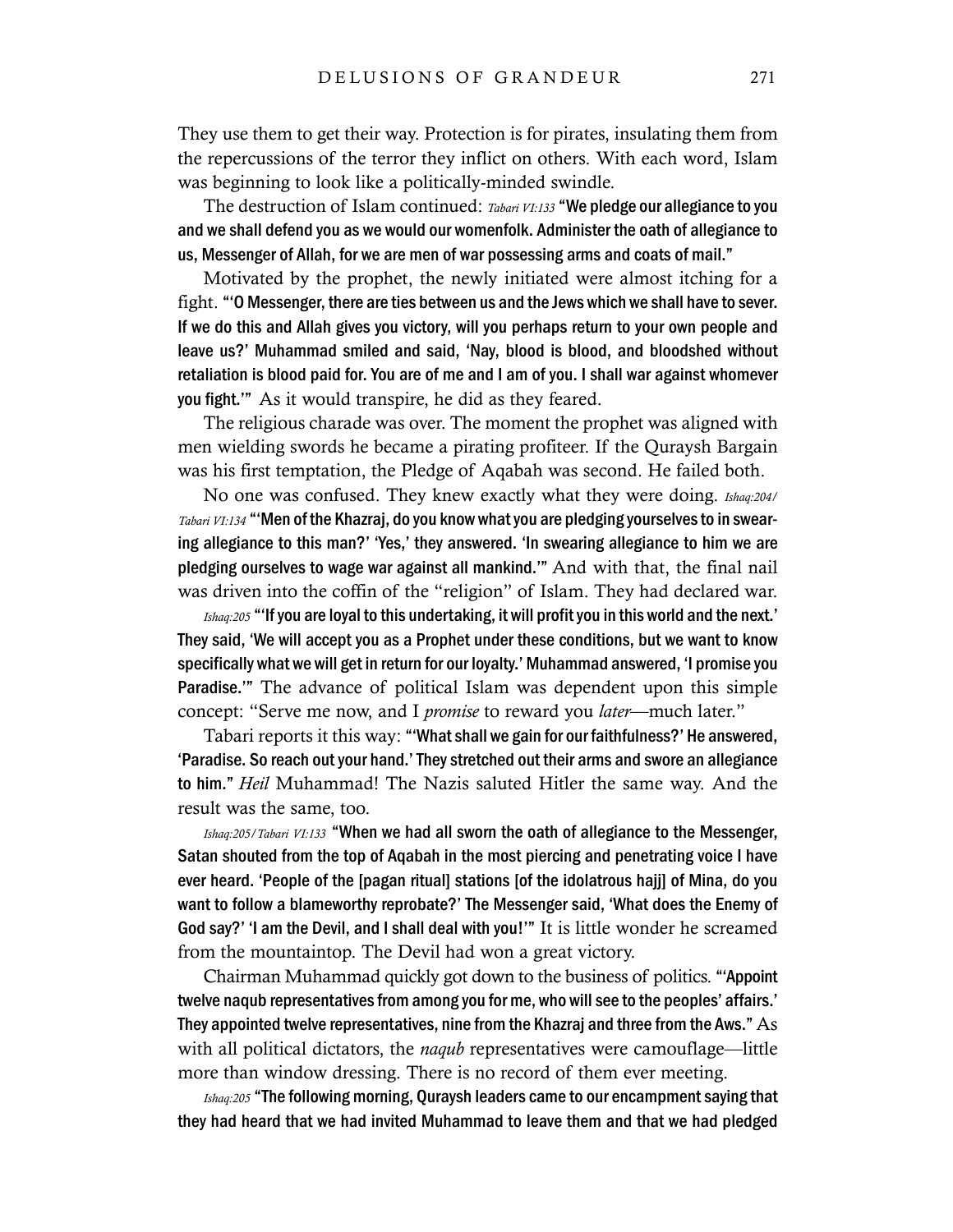They use them to get their way. Protection is for pirates, insulating them from the repercussions of the terror they inflict on others. With each word, Islam was beginning to look like a politically-minded swindle.

The destruction of Islam continued: *Tabari VI:133* **"We pledge our allegiance to you and we shall defend you as we would our womenfolk. Administer the oath of allegiance to us, Messenger of Allah, for we are men of war possessing arms and coats of mail."**

Motivated by the prophet, the newly initiated were almost itching for a fight. **"'O Messenger, there are ties between us and the Jews which we shall have to sever. If we do this and Allah gives you victory, will you perhaps return to your own people and leave us?' Muhammad smiled and said, 'Nay, blood is blood, and bloodshed without retaliation is blood paid for. You are of me and I am of you. I shall war against whomever you fight.'"** As it would transpire, he did as they feared.

The religious charade was over. The moment the prophet was aligned with men wielding swords he became a pirating profiteer. If the Quraysh Bargain was his first temptation, the Pledge of Aqabah was second. He failed both.

No one was confused. They knew exactly what they were doing. *Ishaq:204/ Tabari VI:134* **"'Men of the Khazraj, do you know what you are pledging yourselves to in swearing allegiance to this man?' 'Yes,' they answered. 'In swearing allegiance to him we are pledging ourselves to wage war against all mankind.'"** And with that, the final nail was driven into the coffin of the "religion" of Islam. They had declared war.

*Ishaq:205* **"'If you are loyal to this undertaking, it will profit you in this world and the next.' They said, 'We will accept you as a Prophet under these conditions, but we want to know specifically what we will get in return for our loyalty.' Muhammad answered, 'I promise you Paradise.'"** The advance of political Islam was dependent upon this simple concept: "Serve me now, and I *promise* to reward you *later*—much later."

Tabari reports it this way: **"'What shall we gain for our faithfulness?' He answered, 'Paradise. So reach out your hand.' They stretched out their arms and swore an allegiance to him."** *Heil* Muhammad! The Nazis saluted Hitler the same way. And the result was the same, too.

*Ishaq:205/Tabari VI:133* **"When we had all sworn the oath of allegiance to the Messenger, Satan shouted from the top of Aqabah in the most piercing and penetrating voice I have ever heard. 'People of the [pagan ritual] stations [of the idolatrous hajj] of Mina, do you want to follow a blameworthy reprobate?' The Messenger said, 'What does the Enemy of God say?' 'I am the Devil, and I shall deal with you!'"** It is little wonder he screamed from the mountaintop. The Devil had won a great victory.

Chairman Muhammad quickly got down to the business of politics. **"'Appoint twelve naqub representatives from among you for me, who will see to the peoples' affairs.' They appointed twelve representatives, nine from the Khazraj and three from the Aws."** As with all political dictators, the *naqub* representatives were camouflage—little more than window dressing. There is no record of them ever meeting.

*Ishaq:205* **"The following morning, Quraysh leaders came to our encampment saying that they had heard that we had invited Muhammad to leave them and that we had pledged**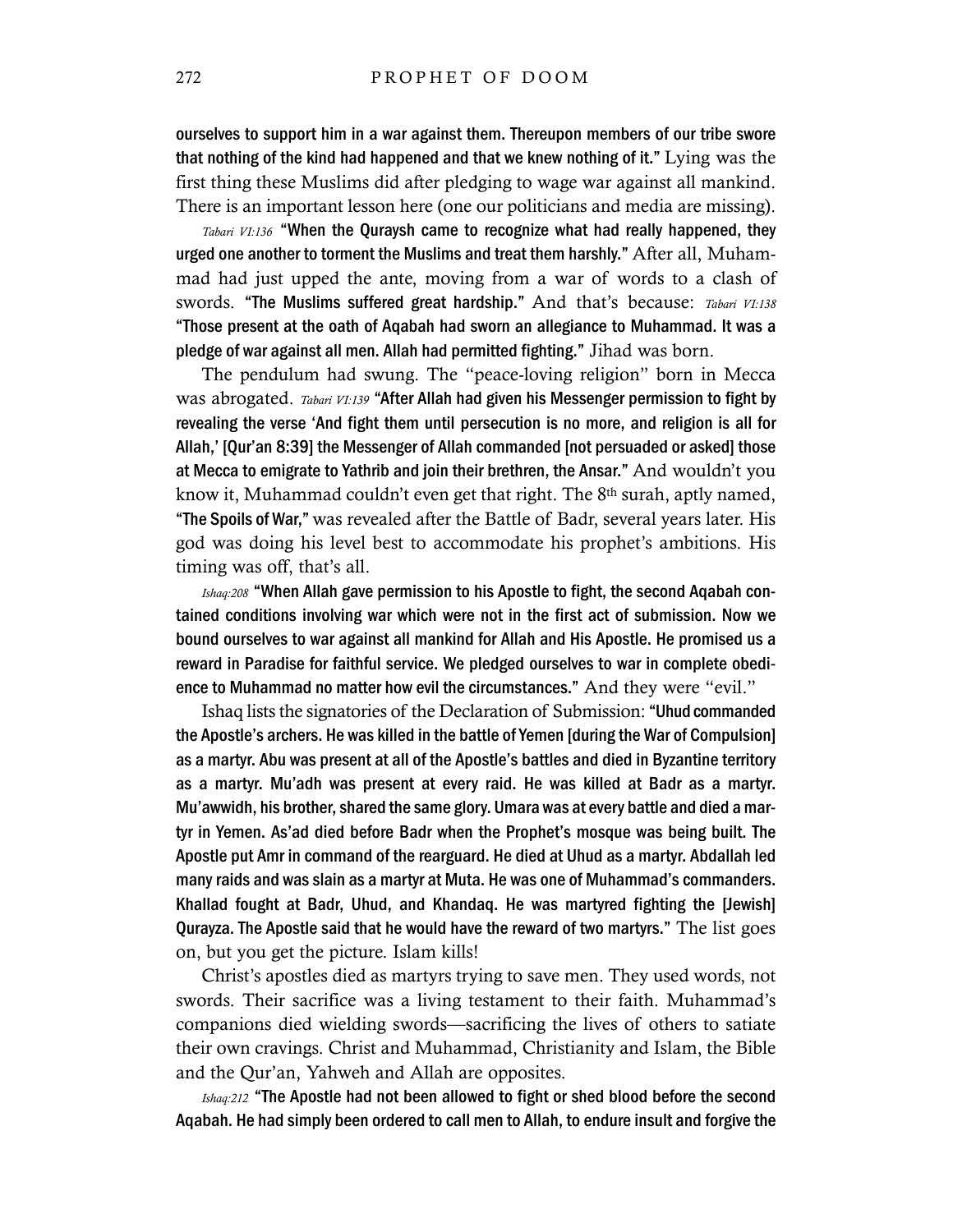**ourselves to support him in a war against them. Thereupon members of our tribe swore that nothing of the kind had happened and that we knew nothing of it."** Lying was the first thing these Muslims did after pledging to wage war against all mankind. There is an important lesson here (one our politicians and media are missing).

*Tabari VI:136* **"When the Quraysh came to recognize what had really happened, they urged one another to torment the Muslims and treat them harshly."** After all, Muhammad had just upped the ante, moving from a war of words to a clash of swords. **"The Muslims suffered great hardship."** And that's because: *Tabari VI:138* **"Those present at the oath of Aqabah had sworn an allegiance to Muhammad. It was a pledge of war against all men. Allah had permitted fighting."** Jihad was born.

The pendulum had swung. The "peace-loving religion" born in Mecca was abrogated. *Tabari VI:139* **"After Allah had given his Messenger permission to fight by revealing the verse 'And fight them until persecution is no more, and religion is all for Allah,' [Qur'an 8:39] the Messenger of Allah commanded [not persuaded or asked] those at Mecca to emigrate to Yathrib and join their brethren, the Ansar."** And wouldn't you know it, Muhammad couldn't even get that right. The 8th surah, aptly named, **"The Spoils of War,"** was revealed after the Battle of Badr, several years later. His god was doing his level best to accommodate his prophet's ambitions. His timing was off, that's all.

*Ishaq:208* **"When Allah gave permission to his Apostle to fight, the second Aqabah contained conditions involving war which were not in the first act of submission. Now we bound ourselves to war against all mankind for Allah and His Apostle. He promised us a reward in Paradise for faithful service. We pledged ourselves to war in complete obedience to Muhammad no matter how evil the circumstances."** And they were "evil."

Ishaq lists the signatories of the Declaration of Submission: **"Uhud commanded the Apostle's archers. He was killed in the battle of Yemen [during the War of Compulsion] as a martyr. Abu was present at all of the Apostle's battles and died in Byzantine territory as a martyr. Mu'adh was present at every raid. He was killed at Badr as a martyr. Mu'awwidh, his brother, shared the same glory. Umara was at every battle and died a martyr in Yemen. As'ad died before Badr when the Prophet's mosque was being built. The Apostle put Amr in command of the rearguard. He died at Uhud as a martyr. Abdallah led many raids and was slain as a martyr at Muta. He was one of Muhammad's commanders. Khallad fought at Badr, Uhud, and Khandaq. He was martyred fighting the [Jewish] Qurayza. The Apostle said that he would have the reward of two martyrs."** The list goes on, but you get the picture. Islam kills!

Christ's apostles died as martyrs trying to save men. They used words, not swords. Their sacrifice was a living testament to their faith. Muhammad's companions died wielding swords—sacrificing the lives of others to satiate their own cravings. Christ and Muhammad, Christianity and Islam, the Bible and the Qur'an, Yahweh and Allah are opposites.

*Ishaq:212* **"The Apostle had not been allowed to fight or shed blood before the second Aqabah. He had simply been ordered to call men to Allah, to endure insult and forgive the**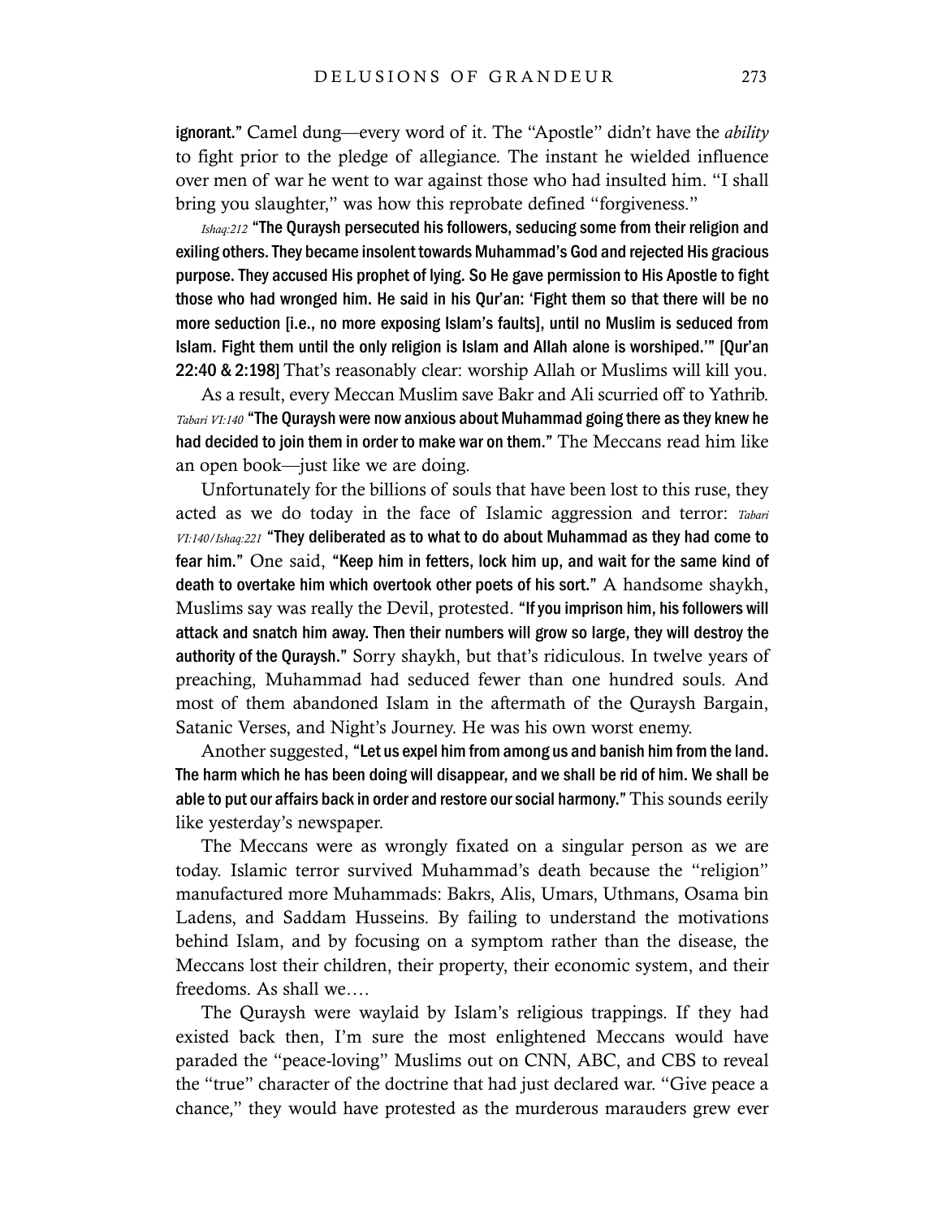**ignorant."** Camel dung—every word of it. The "Apostle" didn't have the *ability* to fight prior to the pledge of allegiance. The instant he wielded influence over men of war he went to war against those who had insulted him. "I shall bring you slaughter," was how this reprobate defined "forgiveness."

*Ishaq:212* **"The Quraysh persecuted his followers, seducing some from their religion and exiling others. They became insolent towards Muhammad's God and rejected His gracious purpose. They accused His prophet of lying. So He gave permission to His Apostle to fight those who had wronged him. He said in his Qur'an: 'Fight them so that there will be no more seduction [i.e., no more exposing Islam's faults], until no Muslim is seduced from Islam. Fight them until the only religion is Islam and Allah alone is worshiped.'" [Qur'an 22:40 & 2:198]** That's reasonably clear: worship Allah or Muslims will kill you.

As a result, every Meccan Muslim save Bakr and Ali scurried off to Yathrib. *Tabari VI:140* **"The Quraysh were now anxious about Muhammad going there as they knew he had decided to join them in order to make war on them."** The Meccans read him like an open book—just like we are doing.

Unfortunately for the billions of souls that have been lost to this ruse, they acted as we do today in the face of Islamic aggression and terror: *Tabari VI:140/Ishaq:221* **"They deliberated as to what to do about Muhammad as they had come to fear him."** One said, **"Keep him in fetters, lock him up, and wait for the same kind of death to overtake him which overtook other poets of his sort."** A handsome shaykh, Muslims say was really the Devil, protested. **"If you imprison him, his followers will attack and snatch him away. Then their numbers will grow so large, they will destroy the authority of the Quraysh."** Sorry shaykh, but that's ridiculous. In twelve years of preaching, Muhammad had seduced fewer than one hundred souls. And most of them abandoned Islam in the aftermath of the Quraysh Bargain, Satanic Verses, and Night's Journey. He was his own worst enemy.

Another suggested, **"Let us expel him from among us and banish him from the land. The harm which he has been doing will disappear, and we shall be rid of him. We shall be able to put our affairs back in order and restore our social harmony."** This sounds eerily like yesterday's newspaper.

The Meccans were as wrongly fixated on a singular person as we are today. Islamic terror survived Muhammad's death because the "religion" manufactured more Muhammads: Bakrs, Alis, Umars, Uthmans, Osama bin Ladens, and Saddam Husseins. By failing to understand the motivations behind Islam, and by focusing on a symptom rather than the disease, the Meccans lost their children, their property, their economic system, and their freedoms. As shall we….

The Quraysh were waylaid by Islam's religious trappings. If they had existed back then, I'm sure the most enlightened Meccans would have paraded the "peace-loving" Muslims out on CNN, ABC, and CBS to reveal the "true" character of the doctrine that had just declared war. "Give peace a chance," they would have protested as the murderous marauders grew ever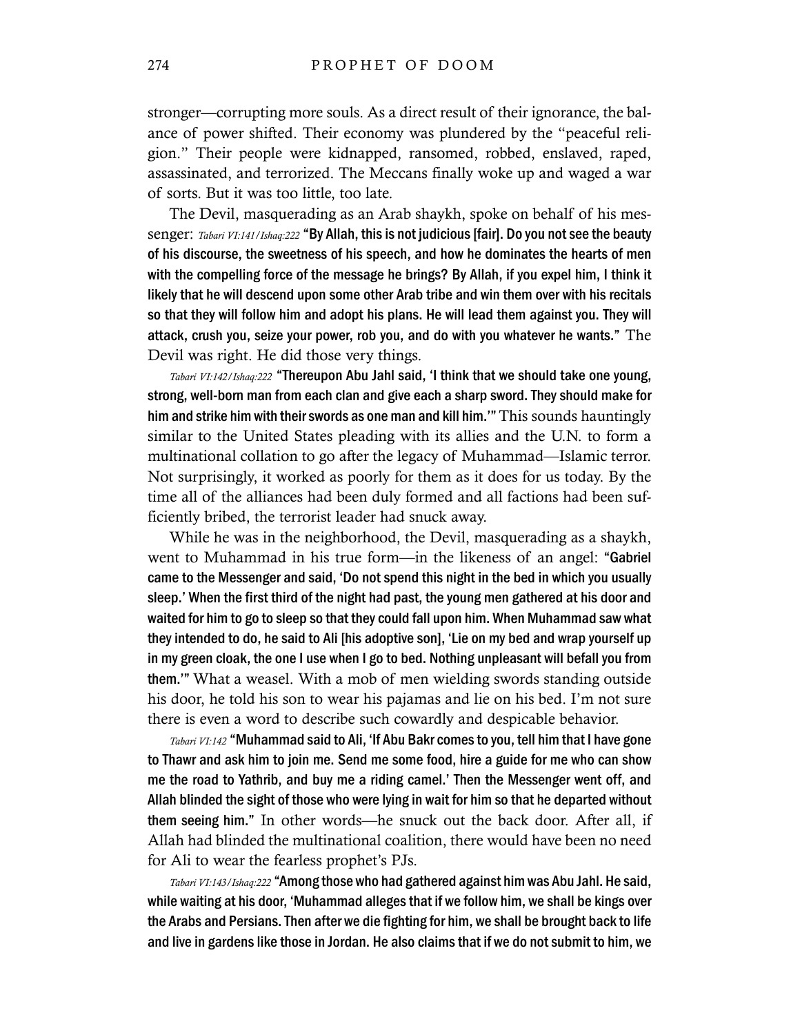stronger—corrupting more souls. As a direct result of their ignorance, the balance of power shifted. Their economy was plundered by the "peaceful religion." Their people were kidnapped, ransomed, robbed, enslaved, raped, assassinated, and terrorized. The Meccans finally woke up and waged a war of sorts. But it was too little, too late.

The Devil, masquerading as an Arab shaykh, spoke on behalf of his messenger: *Tabari VI:141/Ishaq:222* **"By Allah, this is not judicious [fair]. Do you not see the beauty of his discourse, the sweetness of his speech, and how he dominates the hearts of men with the compelling force of the message he brings? By Allah, if you expel him, I think it likely that he will descend upon some other Arab tribe and win them over with his recitals so that they will follow him and adopt his plans. He will lead them against you. They will attack, crush you, seize your power, rob you, and do with you whatever he wants."** The Devil was right. He did those very things.

*Tabari VI:142/Ishaq:222* **"Thereupon Abu Jahl said, 'I think that we should take one young, strong, well-born man from each clan and give each a sharp sword. They should make for him and strike him with their swords as one man and kill him.'"** This sounds hauntingly similar to the United States pleading with its allies and the U.N. to form a multinational collation to go after the legacy of Muhammad—Islamic terror. Not surprisingly, it worked as poorly for them as it does for us today. By the time all of the alliances had been duly formed and all factions had been sufficiently bribed, the terrorist leader had snuck away.

While he was in the neighborhood, the Devil, masquerading as a shaykh, went to Muhammad in his true form—in the likeness of an angel: **"Gabriel came to the Messenger and said, 'Do not spend this night in the bed in which you usually sleep.' When the first third of the night had past, the young men gathered at his door and waited for him to go to sleep so that they could fall upon him. When Muhammad saw what they intended to do, he said to Ali [his adoptive son], 'Lie on my bed and wrap yourself up in my green cloak, the one I use when I go to bed. Nothing unpleasant will befall you from them.'"** What a weasel. With a mob of men wielding swords standing outside his door, he told his son to wear his pajamas and lie on his bed. I'm not sure there is even a word to describe such cowardly and despicable behavior.

*Tabari VI:142* **"Muhammad said to Ali, 'If Abu Bakr comes to you, tell him that I have gone to Thawr and ask him to join me. Send me some food, hire a guide for me who can show me the road to Yathrib, and buy me a riding camel.' Then the Messenger went off, and Allah blinded the sight of those who were lying in wait for him so that he departed without them seeing him."** In other words—he snuck out the back door. After all, if Allah had blinded the multinational coalition, there would have been no need for Ali to wear the fearless prophet's PJs.

*Tabari VI:143/Ishaq:222* **"Among those who had gathered against him was Abu Jahl. He said, while waiting at his door, 'Muhammad alleges that if we follow him, we shall be kings over the Arabs and Persians. Then after we die fighting for him, we shall be brought back to life and live in gardens like those in Jordan. He also claims that if we do not submit to him, we**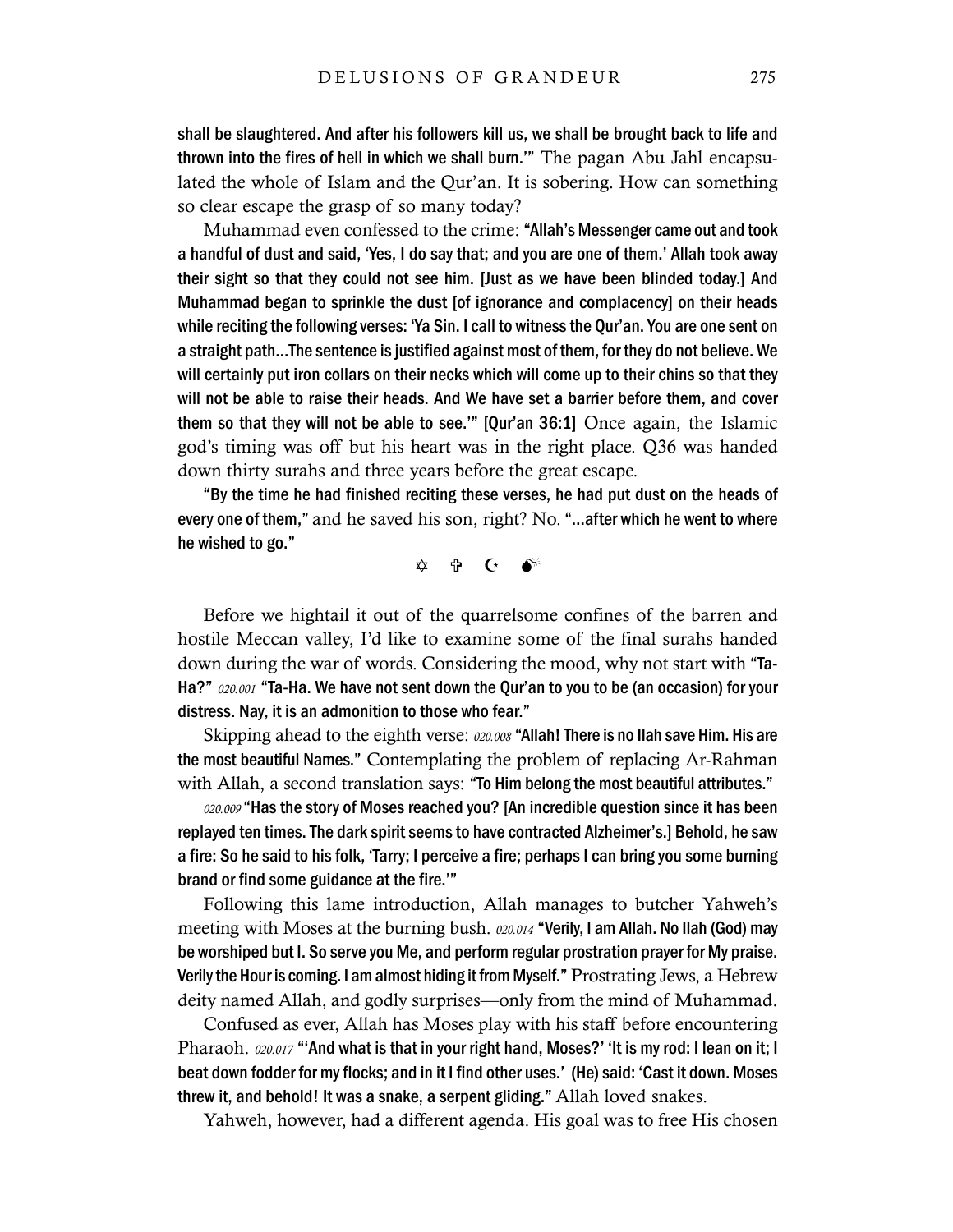**shall be slaughtered. And after his followers kill us, we shall be brought back to life and thrown into the fires of hell in which we shall burn.'"** The pagan Abu Jahl encapsulated the whole of Islam and the Qur'an. It is sobering. How can something so clear escape the grasp of so many today?

Muhammad even confessed to the crime: **"Allah's Messenger came out and took a handful of dust and said, 'Yes, I do say that; and you are one of them.' Allah took away their sight so that they could not see him. [Just as we have been blinded today.] And Muhammad began to sprinkle the dust [of ignorance and complacency] on their heads while reciting the following verses: 'Ya Sin. I call to witness the Qur'an. You are one sent on a straight path…The sentence is justified against most of them, for they do not believe. We will certainly put iron collars on their necks which will come up to their chins so that they will not be able to raise their heads. And We have set a barrier before them, and cover them so that they will not be able to see.'" [Qur'an 36:1]** Once again, the Islamic god's timing was off but his heart was in the right place. Q36 was handed down thirty surahs and three years before the great escape.

**"By the time he had finished reciting these verses, he had put dust on the heads of every one of them,"** and he saved his son, right? No. **"…after which he went to where he wished to go."**

✡ ✞ ☪ 💣

Before we hightail it out of the quarrelsome confines of the barren and hostile Meccan valley, I'd like to examine some of the final surahs handed down during the war of words. Considering the mood, why not start with **"Ta-Ha?"** *020.001* **"Ta-Ha. We have not sent down the Qur'an to you to be (an occasion) for your distress. Nay, it is an admonition to those who fear."**

Skipping ahead to the eighth verse: *020.008* **"Allah! There is no Ilah save Him. His are the most beautiful Names."** Contemplating the problem of replacing Ar-Rahman with Allah, a second translation says: **"To Him belong the most beautiful attributes."**

*020.009* **"Has the story of Moses reached you? [An incredible question since it has been replayed ten times. The dark spirit seems to have contracted Alzheimer's.] Behold, he saw a fire: So he said to his folk, 'Tarry; I perceive a fire; perhaps I can bring you some burning brand or find some guidance at the fire.'"**

Following this lame introduction, Allah manages to butcher Yahweh's meeting with Moses at the burning bush. *020.014* **"Verily, I am Allah. No Ilah (God) may be worshiped but I. So serve you Me, and perform regular prostration prayer for My praise. Verily the Hour is coming. I am almost hiding it from Myself."** Prostrating Jews, a Hebrew deity named Allah, and godly surprises—only from the mind of Muhammad.

Confused as ever, Allah has Moses play with his staff before encountering Pharaoh. *020.017* **"'And what is that in your right hand, Moses?' 'It is my rod: I lean on it; I beat down fodder for my flocks; and in it I find other uses.' (He) said: 'Cast it down. Moses threw it, and behold! It was a snake, a serpent gliding."** Allah loved snakes.

Yahweh, however, had a different agenda. His goal was to free His chosen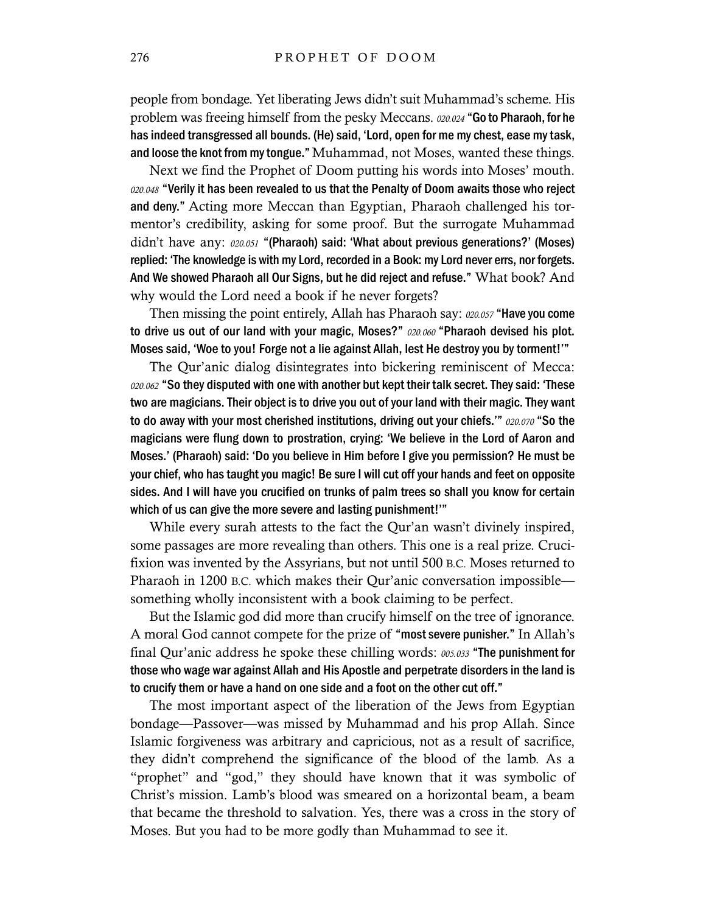people from bondage. Yet liberating Jews didn't suit Muhammad's scheme. His problem was freeing himself from the pesky Meccans. *020.024* **"Go to Pharaoh, for he has indeed transgressed all bounds. (He) said, 'Lord, open for me my chest, ease my task, and loose the knot from my tongue."** Muhammad, not Moses, wanted these things.

Next we find the Prophet of Doom putting his words into Moses' mouth. *020.048* **"Verily it has been revealed to us that the Penalty of Doom awaits those who reject and deny."** Acting more Meccan than Egyptian, Pharaoh challenged his tormentor's credibility, asking for some proof. But the surrogate Muhammad didn't have any: *020.051* **"(Pharaoh) said: 'What about previous generations?' (Moses) replied: 'The knowledge is with my Lord, recorded in a Book: my Lord never errs, nor forgets. And We showed Pharaoh all Our Signs, but he did reject and refuse."** What book? And why would the Lord need a book if he never forgets?

Then missing the point entirely, Allah has Pharaoh say: *020.057* **"Have you come to drive us out of our land with your magic, Moses?"** *020.060* **"Pharaoh devised his plot. Moses said, 'Woe to you! Forge not a lie against Allah, lest He destroy you by torment!'"**

The Qur'anic dialog disintegrates into bickering reminiscent of Mecca: *020.062* **"So they disputed with one with another but kept their talk secret. They said: 'These two are magicians. Their object is to drive you out of your land with their magic. They want to do away with your most cherished institutions, driving out your chiefs.'"** *020.070* **"So the magicians were flung down to prostration, crying: 'We believe in the Lord of Aaron and Moses.' (Pharaoh) said: 'Do you believe in Him before I give you permission? He must be your chief, who has taught you magic! Be sure I will cut off your hands and feet on opposite sides. And I will have you crucified on trunks of palm trees so shall you know for certain which of us can give the more severe and lasting punishment!'"**

While every surah attests to the fact the Qur'an wasn't divinely inspired, some passages are more revealing than others. This one is a real prize. Crucifixion was invented by the Assyrians, but not until 500 B.C. Moses returned to Pharaoh in 1200 B.C. which makes their Qur'anic conversation impossible—something wholly inconsistent with a book claiming to be perfect.

But the Islamic god did more than crucify himself on the tree of ignorance. A moral God cannot compete for the prize of **"most severe punisher."** In Allah's final Qur'anic address he spoke these chilling words: *005.033* **"The punishment for those who wage war against Allah and His Apostle and perpetrate disorders in the land is to crucify them or have a hand on one side and a foot on the other cut off."**

The most important aspect of the liberation of the Jews from Egyptian bondage—Passover—was missed by Muhammad and his prop Allah. Since Islamic forgiveness was arbitrary and capricious, not as a result of sacrifice, they didn't comprehend the significance of the blood of the lamb. As a "prophet" and "god," they should have known that it was symbolic of Christ's mission. Lamb's blood was smeared on a horizontal beam, a beam that became the threshold to salvation. Yes, there was a cross in the story of Moses. But you had to be more godly than Muhammad to see it.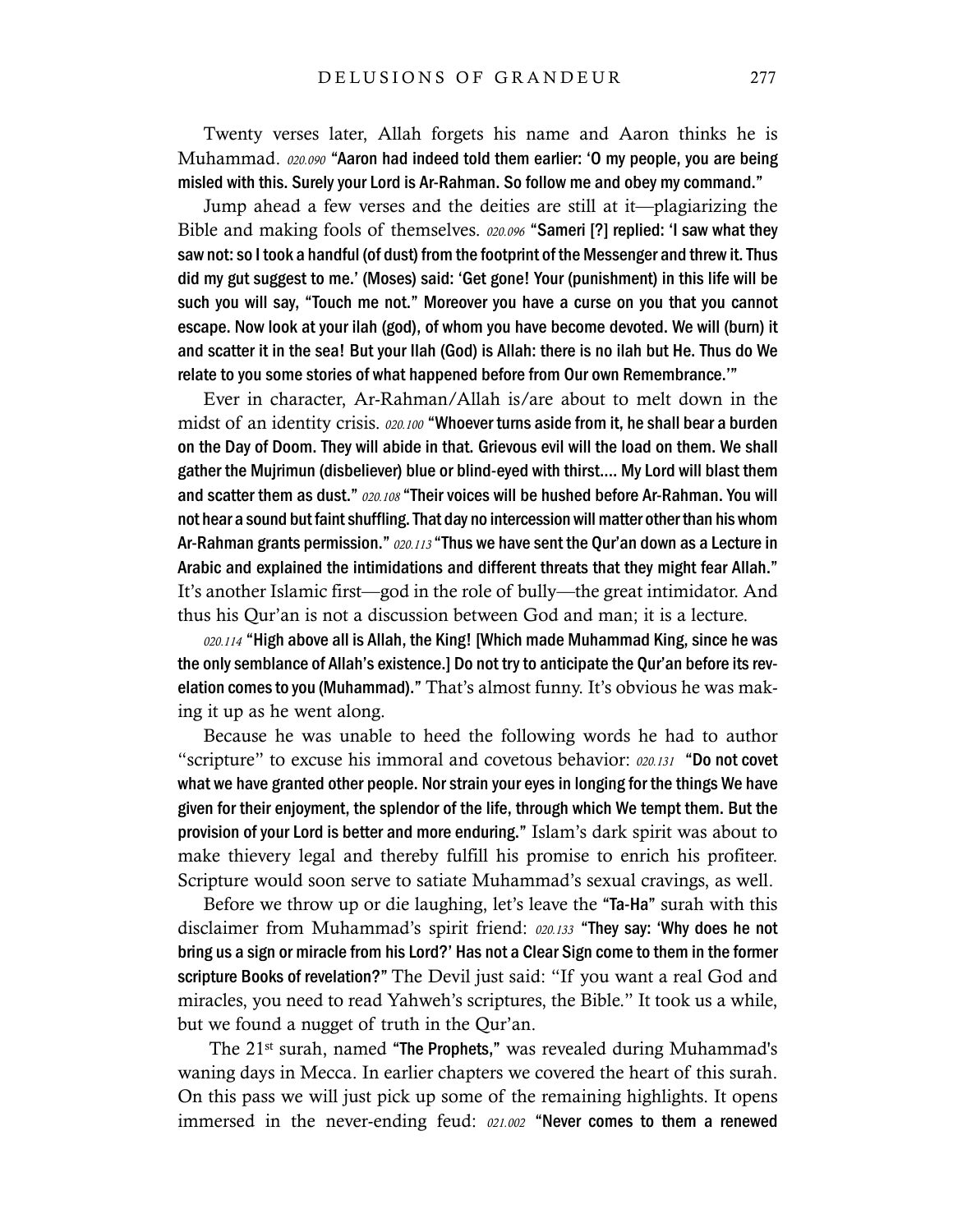Twenty verses later, Allah forgets his name and Aaron thinks he is Muhammad. *020.090* **"Aaron had indeed told them earlier: 'O my people, you are being misled with this. Surely your Lord is Ar-Rahman. So follow me and obey my command."**

Jump ahead a few verses and the deities are still at it—plagiarizing the Bible and making fools of themselves. *020.096* **"Sameri [?] replied: 'I saw what they saw not: so I took a handful (of dust) from the footprint of the Messenger and threw it. Thus did my gut suggest to me.' (Moses) said: 'Get gone! Your (punishment) in this life will be such you will say, "Touch me not." Moreover you have a curse on you that you cannot escape. Now look at your ilah (god), of whom you have become devoted. We will (burn) it and scatter it in the sea! But your Ilah (God) is Allah: there is no ilah but He. Thus do We relate to you some stories of what happened before from Our own Remembrance.'"**

Ever in character, Ar-Rahman/Allah is/are about to melt down in the midst of an identity crisis. *020.100* **"Whoever turns aside from it, he shall bear a burden on the Day of Doom. They will abide in that. Grievous evil will the load on them. We shall gather the Mujrimun (disbeliever) blue or blind-eyed with thirst.... My Lord will blast them and scatter them as dust."** *020.108* **"Their voices will be hushed before Ar-Rahman. You will not hear a sound but faint shuffling. That day no intercession will matter other than his whom Ar-Rahman grants permission."** *020.113* **"Thus we have sent the Qur'an down as a Lecture in Arabic and explained the intimidations and different threats that they might fear Allah."** It's another Islamic first—god in the role of bully—the great intimidator. And thus his Qur'an is not a discussion between God and man; it is a lecture.

*020.114* **"High above all is Allah, the King! [Which made Muhammad King, since he was the only semblance of Allah's existence.] Do not try to anticipate the Qur'an before its revelation comes to you (Muhammad)."** That's almost funny. It's obvious he was making it up as he went along.

Because he was unable to heed the following words he had to author "scripture" to excuse his immoral and covetous behavior: *020.131* **"Do not covet what we have granted other people. Nor strain your eyes in longing for the things We have given for their enjoyment, the splendor of the life, through which We tempt them. But the provision of your Lord is better and more enduring."** Islam's dark spirit was about to make thievery legal and thereby fulfill his promise to enrich his profiteer. Scripture would soon serve to satiate Muhammad's sexual cravings, as well.

Before we throw up or die laughing, let's leave the **"Ta-Ha"** surah with this disclaimer from Muhammad's spirit friend: *020.133* **"They say: 'Why does he not bring us a sign or miracle from his Lord?' Has not a Clear Sign come to them in the former scripture Books of revelation?"** The Devil just said: "If you want a real God and miracles, you need to read Yahweh's scriptures, the Bible." It took us a while, but we found a nugget of truth in the Qur'an.

The 21st surah, named **"The Prophets,"** was revealed during Muhammad's waning days in Mecca. In earlier chapters we covered the heart of this surah. On this pass we will just pick up some of the remaining highlights. It opens immersed in the never-ending feud: *021.002* **"Never comes to them a renewed**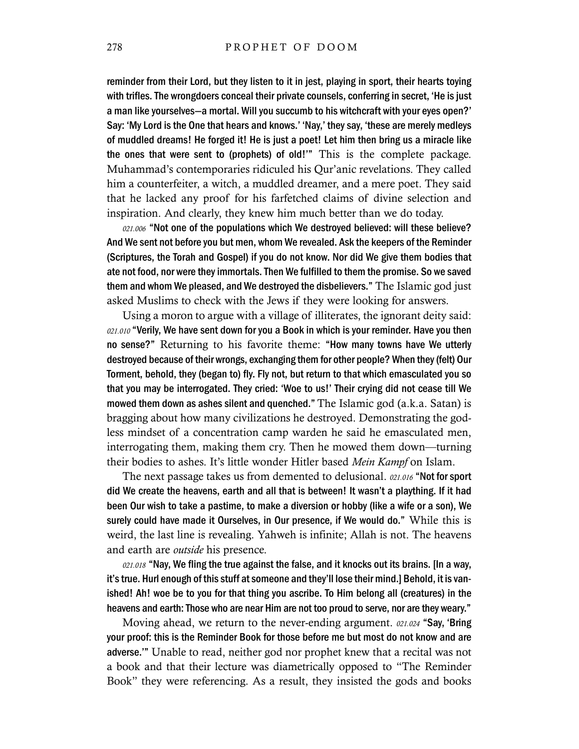reminder from their Lord, but they listen to it in jest, playing in sport, their hearts toying with trifles. The wrongdoers conceal their private counsels, conferring in secret, 'He is just a man like yourselves—a mortal. Will you succumb to his witchcraft with your eyes open?' Say: 'My Lord is the One that hears and knows.' 'Nay,' they say, 'these are merely medleys of muddled dreams! He forged it! He is just a poet! Let him then bring us a miracle like the ones that were sent to (prophets) of old!'" This is the complete package. Muhammad's contemporaries ridiculed his Qur'anic revelations. They called him a counterfeiter, a witch, a muddled dreamer, and a mere poet. They said that he lacked any proof for his farfetched claims of divine selection and inspiration. And clearly, they knew him much better than we do today.

*021.006* "Not one of the populations which We destroyed believed: will these believe? And We sent not before you but men, whom We revealed. Ask the keepers of the Reminder (Scriptures, the Torah and Gospel) if you do not know. Nor did We give them bodies that ate not food, nor were they immortals. Then We fulfilled to them the promise. So we saved them and whom We pleased, and We destroyed the disbelievers." The Islamic god just asked Muslims to check with the Jews if they were looking for answers.

Using a moron to argue with a village of illiterates, the ignorant deity said: *021.010* "Verily, We have sent down for you a Book in which is your reminder. Have you then no sense?" Returning to his favorite theme: "How many towns have We utterly destroyed because of their wrongs, exchanging them for other people? When they (felt) Our Torment, behold, they (began to) fly. Fly not, but return to that which emasculated you so that you may be interrogated. They cried: 'Woe to us!' Their crying did not cease till We mowed them down as ashes silent and quenched." The Islamic god (a.k.a. Satan) is bragging about how many civilizations he destroyed. Demonstrating the godless mindset of a concentration camp warden he said he emasculated men, interrogating them, making them cry. Then he mowed them down—turning their bodies to ashes. It's little wonder Hitler based *Mein Kampf* on Islam.

The next passage takes us from demented to delusional. *021.016* "Not for sport did We create the heavens, earth and all that is between! It wasn't a plaything. If it had been Our wish to take a pastime, to make a diversion or hobby (like a wife or a son), We surely could have made it Ourselves, in Our presence, if We would do." While this is weird, the last line is revealing. Yahweh is infinite; Allah is not. The heavens and earth are *outside* his presence.

*021.018* "Nay, We fling the true against the false, and it knocks out its brains. [In a way, it's true. Hurl enough of this stuff at someone and they'll lose their mind.] Behold, it is vanished! Ah! woe be to you for that thing you ascribe. To Him belong all (creatures) in the heavens and earth: Those who are near Him are not too proud to serve, nor are they weary."

Moving ahead, we return to the never-ending argument. *021.024* "Say, 'Bring your proof: this is the Reminder Book for those before me but most do not know and are adverse.'" Unable to read, neither god nor prophet knew that a recital was not a book and that their lecture was diametrically opposed to "The Reminder Book" they were referencing. As a result, they insisted the gods and books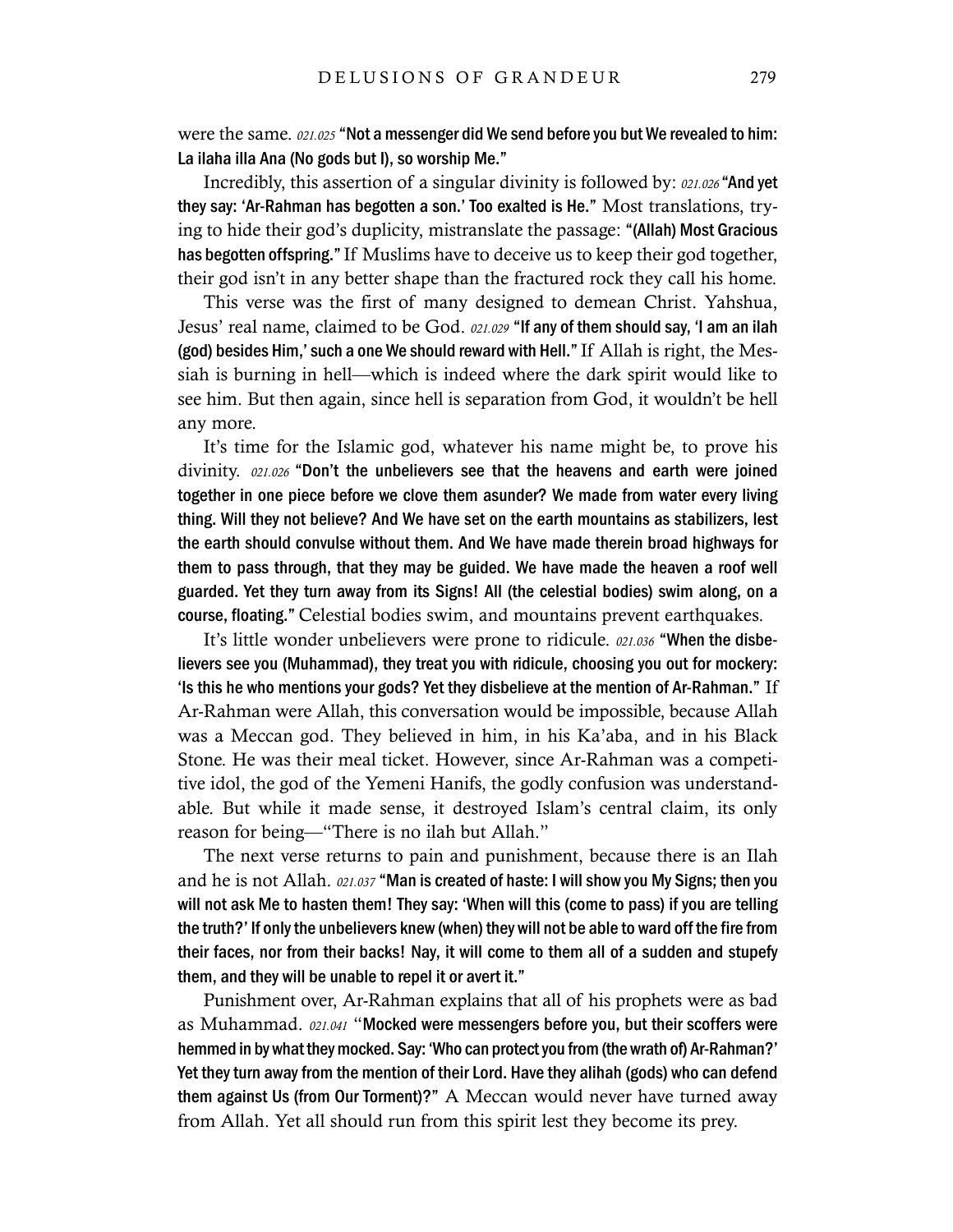were the same. *021.025* **"Not a messenger did We send before you but We revealed to him: La ilaha illa Ana (No gods but I), so worship Me."**

Incredibly, this assertion of a singular divinity is followed by: *021.026* **"And yet they say: 'Ar-Rahman has begotten a son.' Too exalted is He."** Most translations, trying to hide their god's duplicity, mistranslate the passage: **"(Allah) Most Gracious has begotten offspring."** If Muslims have to deceive us to keep their god together, their god isn't in any better shape than the fractured rock they call his home.

This verse was the first of many designed to demean Christ. Yahshua, Jesus' real name, claimed to be God. *021.029* **"If any of them should say, 'I am an ilah (god) besides Him,' such a one We should reward with Hell."** If Allah is right, the Messiah is burning in hell—which is indeed where the dark spirit would like to see him. But then again, since hell is separation from God, it wouldn't be hell any more.

It's time for the Islamic god, whatever his name might be, to prove his divinity. *021.026* **"Don't the unbelievers see that the heavens and earth were joined together in one piece before we clove them asunder? We made from water every living thing. Will they not believe? And We have set on the earth mountains as stabilizers, lest the earth should convulse without them. And We have made therein broad highways for them to pass through, that they may be guided. We have made the heaven a roof well guarded. Yet they turn away from its Signs! All (the celestial bodies) swim along, on a course, floating."** Celestial bodies swim, and mountains prevent earthquakes.

It's little wonder unbelievers were prone to ridicule. *021.036* **"When the disbelievers see you (Muhammad), they treat you with ridicule, choosing you out for mockery: 'Is this he who mentions your gods? Yet they disbelieve at the mention of Ar-Rahman."** If Ar-Rahman were Allah, this conversation would be impossible, because Allah was a Meccan god. They believed in him, in his Ka'aba, and in his Black Stone. He was their meal ticket. However, since Ar-Rahman was a competitive idol, the god of the Yemeni Hanifs, the godly confusion was understandable. But while it made sense, it destroyed Islam's central claim, its only reason for being—"There is no ilah but Allah."

The next verse returns to pain and punishment, because there is an Ilah and he is not Allah. *021.037* **"Man is created of haste: I will show you My Signs; then you will not ask Me to hasten them! They say: 'When will this (come to pass) if you are telling the truth?' If only the unbelievers knew (when) they will not be able to ward off the fire from their faces, nor from their backs! Nay, it will come to them all of a sudden and stupefy them, and they will be unable to repel it or avert it."**

Punishment over, Ar-Rahman explains that all of his prophets were as bad as Muhammad. *021.041* "**Mocked were messengers before you, but their scoffers were hemmed in by what they mocked. Say: 'Who can protect you from (the wrath of) Ar-Rahman?' Yet they turn away from the mention of their Lord. Have they alihah (gods) who can defend them against Us (from Our Torment)?"** A Meccan would never have turned away from Allah. Yet all should run from this spirit lest they become its prey.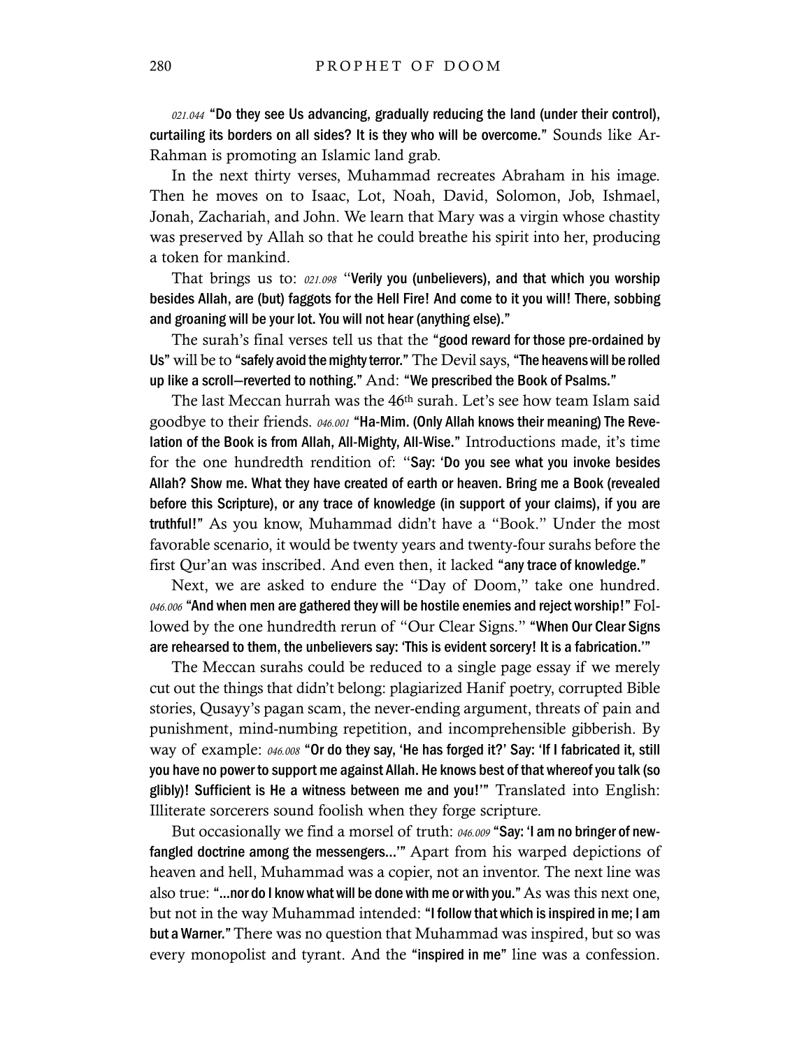*021.044* **"Do they see Us advancing, gradually reducing the land (under their control), curtailing its borders on all sides? It is they who will be overcome."** Sounds like Ar-Rahman is promoting an Islamic land grab.

In the next thirty verses, Muhammad recreates Abraham in his image. Then he moves on to Isaac, Lot, Noah, David, Solomon, Job, Ishmael, Jonah, Zachariah, and John. We learn that Mary was a virgin whose chastity was preserved by Allah so that he could breathe his spirit into her, producing a token for mankind.

That brings us to: *021.098* "**Verily you (unbelievers), and that which you worship besides Allah, are (but) faggots for the Hell Fire! And come to it you will! There, sobbing and groaning will be your lot. You will not hear (anything else).**"

The surah's final verses tell us that the **"good reward for those pre-ordained by Us"** will be to **"safely avoid the mighty terror."** The Devil says, **"The heavens will be rolled up like a scroll—reverted to nothing."** And: **"We prescribed the Book of Psalms."**

The last Meccan hurrah was the 46th surah. Let's see how team Islam said goodbye to their friends. *046.001* **"Ha-Mim. (Only Allah knows their meaning) The Revelation of the Book is from Allah, All-Mighty, All-Wise."** Introductions made, it's time for the one hundredth rendition of: "**Say: 'Do you see what you invoke besides Allah? Show me. What they have created of earth or heaven. Bring me a Book (revealed before this Scripture), or any trace of knowledge (in support of your claims), if you are truthful!"** As you know, Muhammad didn't have a "Book." Under the most favorable scenario, it would be twenty years and twenty-four surahs before the first Qur'an was inscribed. And even then, it lacked **"any trace of knowledge."**

Next, we are asked to endure the "Day of Doom," take one hundred. *046.006* **"And when men are gathered they will be hostile enemies and reject worship!"** Followed by the one hundredth rerun of "Our Clear Signs." **"When Our Clear Signs are rehearsed to them, the unbelievers say: 'This is evident sorcery! It is a fabrication.'"**

The Meccan surahs could be reduced to a single page essay if we merely cut out the things that didn't belong: plagiarized Hanif poetry, corrupted Bible stories, Qusayy's pagan scam, the never-ending argument, threats of pain and punishment, mind-numbing repetition, and incomprehensible gibberish. By way of example: *046.008* **"Or do they say, 'He has forged it?' Say: 'If I fabricated it, still you have no power to support me against Allah. He knows best of that whereof you talk (so glibly)! Sufficient is He a witness between me and you!'"** Translated into English: Illiterate sorcerers sound foolish when they forge scripture.

But occasionally we find a morsel of truth: *046.009* **"Say: 'I am no bringer of newfangled doctrine among the messengers...'"** Apart from his warped depictions of heaven and hell, Muhammad was a copier, not an inventor. The next line was also true: **"...nor do I know what will be done with me or with you."** As was this next one, but not in the way Muhammad intended: **"I follow that which is inspired in me; I am but a Warner."** There was no question that Muhammad was inspired, but so was every monopolist and tyrant. And the **"inspired in me"** line was a confession.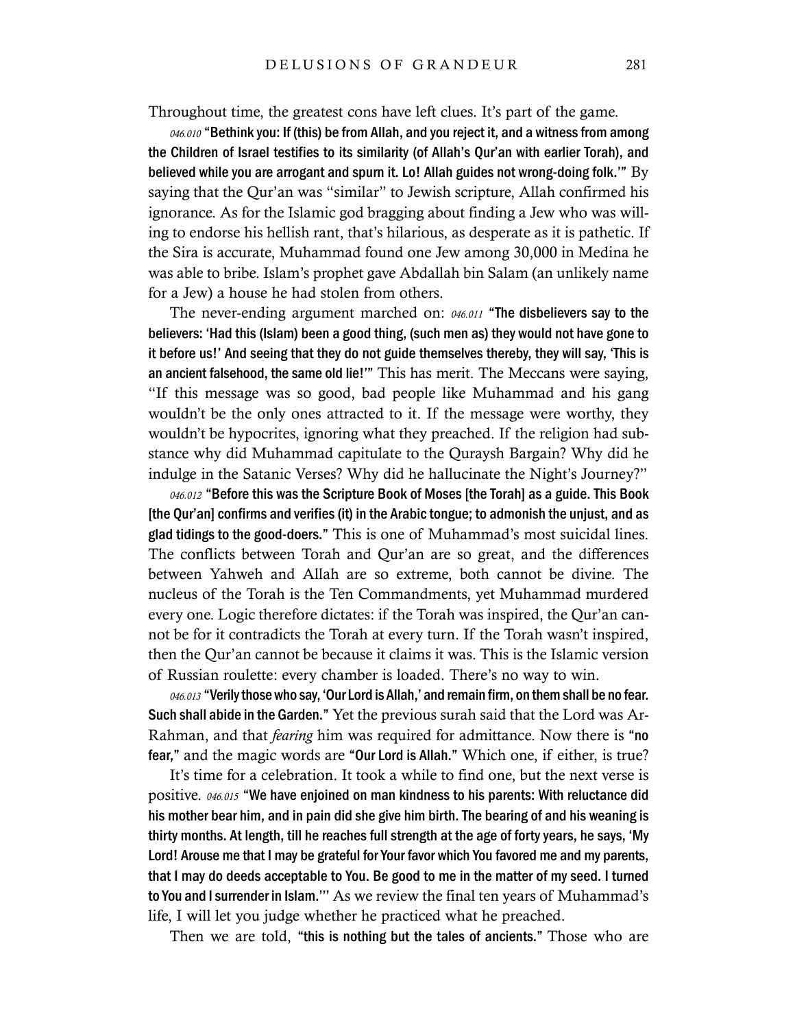Throughout time, the greatest cons have left clues. It's part of the game.

*046.010* **"Bethink you: If (this) be from Allah, and you reject it, and a witness from among the Children of Israel testifies to its similarity (of Allah's Qur'an with earlier Torah), and believed while you are arrogant and spurn it. Lo! Allah guides not wrong-doing folk.'"** By saying that the Qur'an was "similar" to Jewish scripture, Allah confirmed his ignorance. As for the Islamic god bragging about finding a Jew who was willing to endorse his hellish rant, that's hilarious, as desperate as it is pathetic. If the Sira is accurate, Muhammad found one Jew among 30,000 in Medina he was able to bribe. Islam's prophet gave Abdallah bin Salam (an unlikely name for a Jew) a house he had stolen from others.

The never-ending argument marched on: *046.011* **"The disbelievers say to the believers: 'Had this (Islam) been a good thing, (such men as) they would not have gone to it before us!' And seeing that they do not guide themselves thereby, they will say, 'This is an ancient falsehood, the same old lie!'"** This has merit. The Meccans were saying, "If this message was so good, bad people like Muhammad and his gang wouldn't be the only ones attracted to it. If the message were worthy, they wouldn't be hypocrites, ignoring what they preached. If the religion had substance why did Muhammad capitulate to the Quraysh Bargain? Why did he indulge in the Satanic Verses? Why did he hallucinate the Night's Journey?"

*046.012* **"Before this was the Scripture Book of Moses [the Torah] as a guide. This Book [the Qur'an] confirms and verifies (it) in the Arabic tongue; to admonish the unjust, and as glad tidings to the good-doers."** This is one of Muhammad's most suicidal lines. The conflicts between Torah and Qur'an are so great, and the differences between Yahweh and Allah are so extreme, both cannot be divine. The nucleus of the Torah is the Ten Commandments, yet Muhammad murdered every one. Logic therefore dictates: if the Torah was inspired, the Qur'an cannot be for it contradicts the Torah at every turn. If the Torah wasn't inspired, then the Qur'an cannot be because it claims it was. This is the Islamic version of Russian roulette: every chamber is loaded. There's no way to win.

*046.013* **"Verily those who say, 'Our Lord is Allah,' and remain firm, on them shall be no fear. Such shall abide in the Garden."** Yet the previous surah said that the Lord was Ar-Rahman, and that *fearing* him was required for admittance. Now there is **"no fear,"** and the magic words are **"Our Lord is Allah."** Which one, if either, is true?

It's time for a celebration. It took a while to find one, but the next verse is positive. *046.015* **"We have enjoined on man kindness to his parents: With reluctance did his mother bear him, and in pain did she give him birth. The bearing of and his weaning is thirty months. At length, till he reaches full strength at the age of forty years, he says, 'My Lord! Arouse me that I may be grateful for Your favor which You favored me and my parents, that I may do deeds acceptable to You. Be good to me in the matter of my seed. I turned to You and I surrender in Islam.'"** As we review the final ten years of Muhammad's life, I will let you judge whether he practiced what he preached.

Then we are told, **"this is nothing but the tales of ancients."** Those who are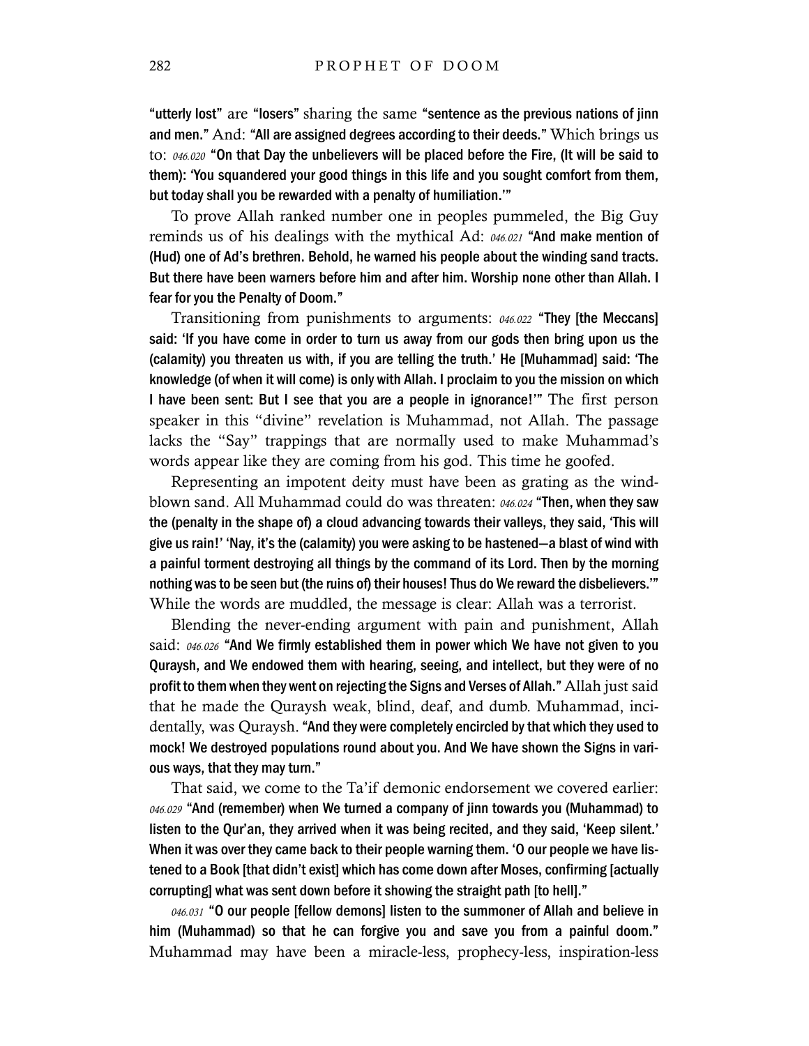"utterly lost" are "losers" sharing the same "sentence as the previous nations of jinn and men." And: "All are assigned degrees according to their deeds." Which brings us to: *046.020* "On that Day the unbelievers will be placed before the Fire, (It will be said to them): 'You squandered your good things in this life and you sought comfort from them, but today shall you be rewarded with a penalty of humiliation.'"

To prove Allah ranked number one in peoples pummeled, the Big Guy reminds us of his dealings with the mythical Ad: *046.021* "And make mention of (Hud) one of Ad's brethren. Behold, he warned his people about the winding sand tracts. But there have been warners before him and after him. Worship none other than Allah. I fear for you the Penalty of Doom."

Transitioning from punishments to arguments: *046.022* "They [the Meccans] said: 'If you have come in order to turn us away from our gods then bring upon us the (calamity) you threaten us with, if you are telling the truth.' He [Muhammad] said: 'The knowledge (of when it will come) is only with Allah. I proclaim to you the mission on which I have been sent: But I see that you are a people in ignorance!'" The first person speaker in this "divine" revelation is Muhammad, not Allah. The passage lacks the "Say" trappings that are normally used to make Muhammad's words appear like they are coming from his god. This time he goofed.

Representing an impotent deity must have been as grating as the wind-blown sand. All Muhammad could do was threaten: *046.024* "Then, when they saw the (penalty in the shape of) a cloud advancing towards their valleys, they said, 'This will give us rain!' 'Nay, it's the (calamity) you were asking to be hastened—a blast of wind with a painful torment destroying all things by the command of its Lord. Then by the morning nothing was to be seen but (the ruins of) their houses! Thus do We reward the disbelievers.'" While the words are muddled, the message is clear: Allah was a terrorist.

Blending the never-ending argument with pain and punishment, Allah said: *046.026* "And We firmly established them in power which We have not given to you Quraysh, and We endowed them with hearing, seeing, and intellect, but they were of no profit to them when they went on rejecting the Signs and Verses of Allah." Allah just said that he made the Quraysh weak, blind, deaf, and dumb. Muhammad, incidentally, was Quraysh. "And they were completely encircled by that which they used to mock! We destroyed populations round about you. And We have shown the Signs in various ways, that they may turn."

That said, we come to the Ta'if demonic endorsement we covered earlier: *046.029* "And (remember) when We turned a company of jinn towards you (Muhammad) to listen to the Qur'an, they arrived when it was being recited, and they said, 'Keep silent.' When it was over they came back to their people warning them. 'O our people we have listened to a Book [that didn't exist] which has come down after Moses, confirming [actually corrupting] what was sent down before it showing the straight path [to hell]."

*046.031* "O our people [fellow demons] listen to the summoner of Allah and believe in him (Muhammad) so that he can forgive you and save you from a painful doom." Muhammad may have been a miracle-less, prophecy-less, inspiration-less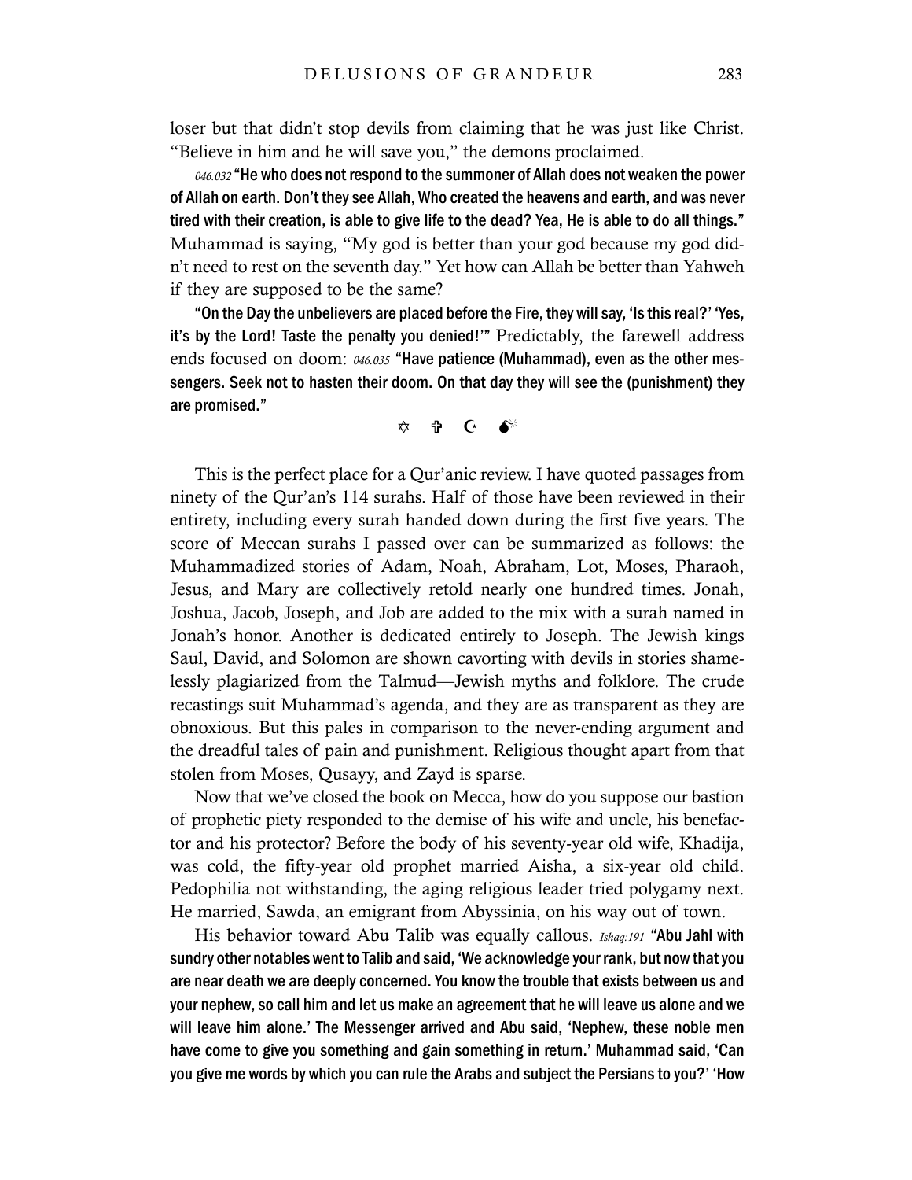loser but that didn't stop devils from claiming that he was just like Christ. "Believe in him and he will save you," the demons proclaimed.

*046.032* **"He who does not respond to the summoner of Allah does not weaken the power of Allah on earth. Don't they see Allah, Who created the heavens and earth, and was never tired with their creation, is able to give life to the dead? Yea, He is able to do all things."** Muhammad is saying, "My god is better than your god because my god didn't need to rest on the seventh day." Yet how can Allah be better than Yahweh if they are supposed to be the same?

**"On the Day the unbelievers are placed before the Fire, they will say, 'Is this real?' 'Yes, it's by the Lord! Taste the penalty you denied!'"** Predictably, the farewell address ends focused on doom: *046.035* **"Have patience (Muhammad), even as the other messengers. Seek not to hasten their doom. On that day they will see the (punishment) they are promised."**

✡ ✞ ☪ 💣

This is the perfect place for a Qur'anic review. I have quoted passages from ninety of the Qur'an's 114 surahs. Half of those have been reviewed in their entirety, including every surah handed down during the first five years. The score of Meccan surahs I passed over can be summarized as follows: the Muhammadized stories of Adam, Noah, Abraham, Lot, Moses, Pharaoh, Jesus, and Mary are collectively retold nearly one hundred times. Jonah, Joshua, Jacob, Joseph, and Job are added to the mix with a surah named in Jonah's honor. Another is dedicated entirely to Joseph. The Jewish kings Saul, David, and Solomon are shown cavorting with devils in stories shamelessly plagiarized from the Talmud—Jewish myths and folklore. The crude recastings suit Muhammad's agenda, and they are as transparent as they are obnoxious. But this pales in comparison to the never-ending argument and the dreadful tales of pain and punishment. Religious thought apart from that stolen from Moses, Qusayy, and Zayd is sparse.

Now that we've closed the book on Mecca, how do you suppose our bastion of prophetic piety responded to the demise of his wife and uncle, his benefactor and his protector? Before the body of his seventy-year old wife, Khadija, was cold, the fifty-year old prophet married Aisha, a six-year old child. Pedophilia not withstanding, the aging religious leader tried polygamy next. He married, Sawda, an emigrant from Abyssinia, on his way out of town.

His behavior toward Abu Talib was equally callous. *Ishaq:191* **"Abu Jahl with sundry other notables went to Talib and said, 'We acknowledge your rank, but now that you are near death we are deeply concerned. You know the trouble that exists between us and your nephew, so call him and let us make an agreement that he will leave us alone and we will leave him alone.' The Messenger arrived and Abu said, 'Nephew, these noble men have come to give you something and gain something in return.' Muhammad said, 'Can you give me words by which you can rule the Arabs and subject the Persians to you?' 'How**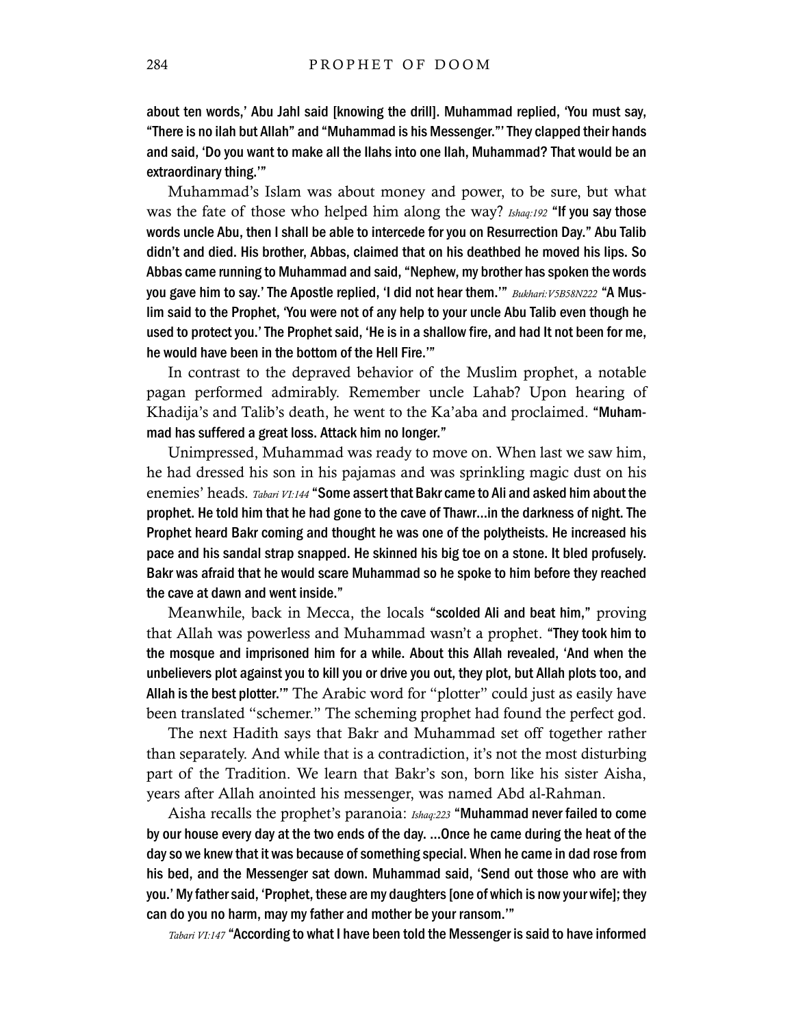about ten words,' Abu Jahl said [knowing the drill]. Muhammad replied, 'You must say, "There is no ilah but Allah" and "Muhammad is his Messenger."' They clapped their hands and said, 'Do you want to make all the Ilahs into one Ilah, Muhammad? That would be an extraordinary thing.'"

Muhammad's Islam was about money and power, to be sure, but what was the fate of those who helped him along the way? *Ishaq:192* "If you say those words uncle Abu, then I shall be able to intercede for you on Resurrection Day." Abu Talib didn't and died. His brother, Abbas, claimed that on his deathbed he moved his lips. So Abbas came running to Muhammad and said, "Nephew, my brother has spoken the words you gave him to say.' The Apostle replied, 'I did not hear them.'" *Bukhari:V5B58N222* "A Muslim said to the Prophet, 'You were not of any help to your uncle Abu Talib even though he used to protect you.' The Prophet said, 'He is in a shallow fire, and had It not been for me, he would have been in the bottom of the Hell Fire.'"

In contrast to the depraved behavior of the Muslim prophet, a notable pagan performed admirably. Remember uncle Lahab? Upon hearing of Khadija's and Talib's death, he went to the Ka'aba and proclaimed. "Muhammad has suffered a great loss. Attack him no longer."

Unimpressed, Muhammad was ready to move on. When last we saw him, he had dressed his son in his pajamas and was sprinkling magic dust on his enemies' heads. *Tabari VI:144* "Some assert that Bakr came to Ali and asked him about the prophet. He told him that he had gone to the cave of Thawr…in the darkness of night. The Prophet heard Bakr coming and thought he was one of the polytheists. He increased his pace and his sandal strap snapped. He skinned his big toe on a stone. It bled profusely. Bakr was afraid that he would scare Muhammad so he spoke to him before they reached the cave at dawn and went inside."

Meanwhile, back in Mecca, the locals "scolded Ali and beat him," proving that Allah was powerless and Muhammad wasn't a prophet. "They took him to the mosque and imprisoned him for a while. About this Allah revealed, 'And when the unbelievers plot against you to kill you or drive you out, they plot, but Allah plots too, and Allah is the best plotter.'" The Arabic word for "plotter" could just as easily have been translated "schemer." The scheming prophet had found the perfect god.

The next Hadith says that Bakr and Muhammad set off together rather than separately. And while that is a contradiction, it's not the most disturbing part of the Tradition. We learn that Bakr's son, born like his sister Aisha, years after Allah anointed his messenger, was named Abd al-Rahman.

Aisha recalls the prophet's paranoia: *Ishaq:223* "Muhammad never failed to come by our house every day at the two ends of the day. …Once he came during the heat of the day so we knew that it was because of something special. When he came in dad rose from his bed, and the Messenger sat down. Muhammad said, 'Send out those who are with you.' My father said, 'Prophet, these are my daughters [one of which is now your wife]; they can do you no harm, may my father and mother be your ransom.'"

*Tabari VI:147* "According to what I have been told the Messenger is said to have informed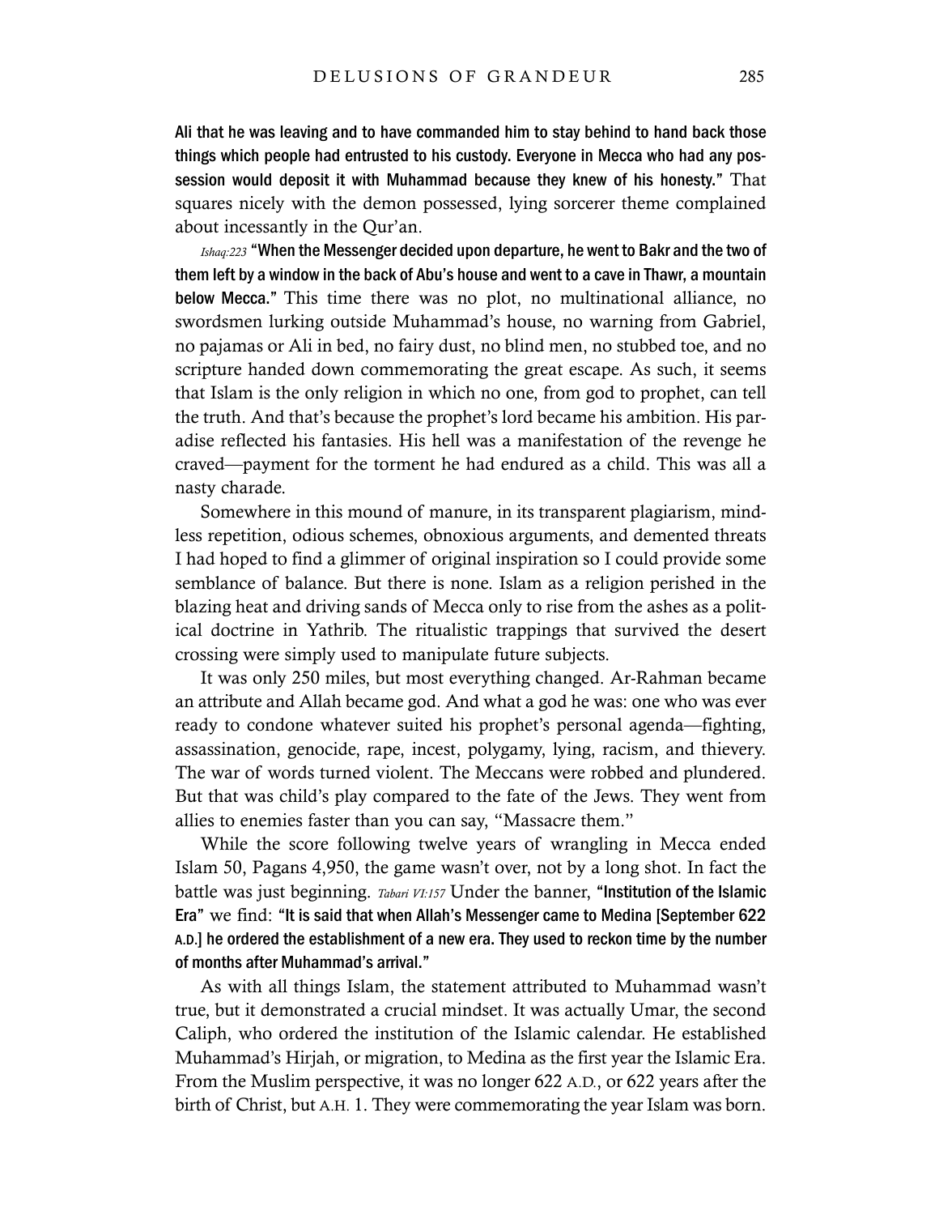**Ali that he was leaving and to have commanded him to stay behind to hand back those things which people had entrusted to his custody. Everyone in Mecca who had any possession would deposit it with Muhammad because they knew of his honesty."** That squares nicely with the demon possessed, lying sorcerer theme complained about incessantly in the Qur'an.

*Ishaq:223* **"When the Messenger decided upon departure, he went to Bakr and the two of them left by a window in the back of Abu's house and went to a cave in Thawr, a mountain below Mecca."** This time there was no plot, no multinational alliance, no swordsmen lurking outside Muhammad's house, no warning from Gabriel, no pajamas or Ali in bed, no fairy dust, no blind men, no stubbed toe, and no scripture handed down commemorating the great escape. As such, it seems that Islam is the only religion in which no one, from god to prophet, can tell the truth. And that's because the prophet's lord became his ambition. His paradise reflected his fantasies. His hell was a manifestation of the revenge he craved—payment for the torment he had endured as a child. This was all a nasty charade.

Somewhere in this mound of manure, in its transparent plagiarism, mindless repetition, odious schemes, obnoxious arguments, and demented threats I had hoped to find a glimmer of original inspiration so I could provide some semblance of balance. But there is none. Islam as a religion perished in the blazing heat and driving sands of Mecca only to rise from the ashes as a political doctrine in Yathrib. The ritualistic trappings that survived the desert crossing were simply used to manipulate future subjects.

It was only 250 miles, but most everything changed. Ar-Rahman became an attribute and Allah became god. And what a god he was: one who was ever ready to condone whatever suited his prophet's personal agenda—fighting, assassination, genocide, rape, incest, polygamy, lying, racism, and thievery. The war of words turned violent. The Meccans were robbed and plundered. But that was child's play compared to the fate of the Jews. They went from allies to enemies faster than you can say, "Massacre them."

While the score following twelve years of wrangling in Mecca ended Islam 50, Pagans 4,950, the game wasn't over, not by a long shot. In fact the battle was just beginning. *Tabari VI:157* Under the banner, **"Institution of the Islamic Era"** we find: **"It is said that when Allah's Messenger came to Medina [September 622 A.D.] he ordered the establishment of a new era. They used to reckon time by the number of months after Muhammad's arrival."**

As with all things Islam, the statement attributed to Muhammad wasn't true, but it demonstrated a crucial mindset. It was actually Umar, the second Caliph, who ordered the institution of the Islamic calendar. He established Muhammad's Hirjah, or migration, to Medina as the first year the Islamic Era. From the Muslim perspective, it was no longer 622 A.D., or 622 years after the birth of Christ, but A.H. 1. They were commemorating the year Islam was born.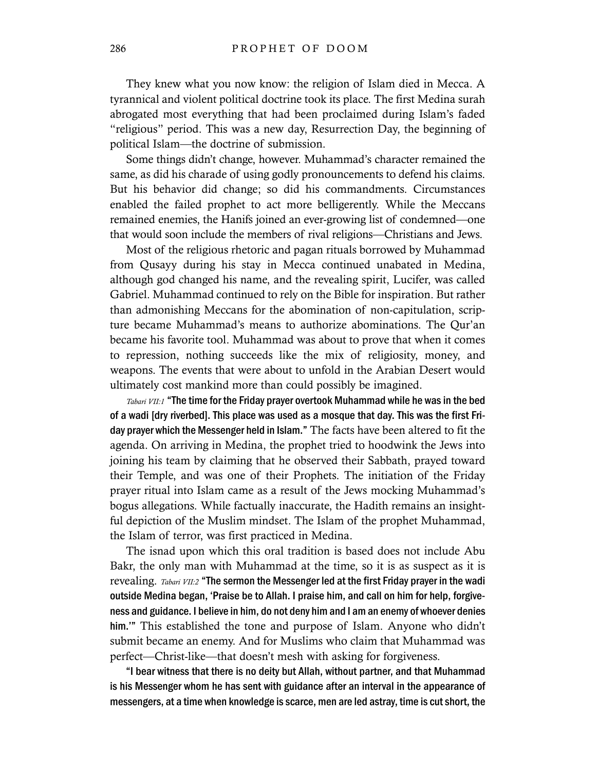They knew what you now know: the religion of Islam died in Mecca. A tyrannical and violent political doctrine took its place. The first Medina surah abrogated most everything that had been proclaimed during Islam's faded "religious" period. This was a new day, Resurrection Day, the beginning of political Islam—the doctrine of submission.

Some things didn't change, however. Muhammad's character remained the same, as did his charade of using godly pronouncements to defend his claims. But his behavior did change; so did his commandments. Circumstances enabled the failed prophet to act more belligerently. While the Meccans remained enemies, the Hanifs joined an ever-growing list of condemned—one that would soon include the members of rival religions—Christians and Jews.

Most of the religious rhetoric and pagan rituals borrowed by Muhammad from Qusayy during his stay in Mecca continued unabated in Medina, although god changed his name, and the revealing spirit, Lucifer, was called Gabriel. Muhammad continued to rely on the Bible for inspiration. But rather than admonishing Meccans for the abomination of non-capitulation, scripture became Muhammad's means to authorize abominations. The Qur'an became his favorite tool. Muhammad was about to prove that when it comes to repression, nothing succeeds like the mix of religiosity, money, and weapons. The events that were about to unfold in the Arabian Desert would ultimately cost mankind more than could possibly be imagined.

*Tabari VII:1* **"The time for the Friday prayer overtook Muhammad while he was in the bed of a wadi [dry riverbed]. This place was used as a mosque that day. This was the first Friday prayer which the Messenger held in Islam."** The facts have been altered to fit the agenda. On arriving in Medina, the prophet tried to hoodwink the Jews into joining his team by claiming that he observed their Sabbath, prayed toward their Temple, and was one of their Prophets. The initiation of the Friday prayer ritual into Islam came as a result of the Jews mocking Muhammad's bogus allegations. While factually inaccurate, the Hadith remains an insightful depiction of the Muslim mindset. The Islam of the prophet Muhammad, the Islam of terror, was first practiced in Medina.

The isnad upon which this oral tradition is based does not include Abu Bakr, the only man with Muhammad at the time, so it is as suspect as it is revealing. *Tabari VII:2* **"The sermon the Messenger led at the first Friday prayer in the wadi outside Medina began, 'Praise be to Allah. I praise him, and call on him for help, forgiveness and guidance. I believe in him, do not deny him and I am an enemy of whoever denies him.'"** This established the tone and purpose of Islam. Anyone who didn't submit became an enemy. And for Muslims who claim that Muhammad was perfect—Christ-like—that doesn't mesh with asking for forgiveness.

**"I bear witness that there is no deity but Allah, without partner, and that Muhammad is his Messenger whom he has sent with guidance after an interval in the appearance of messengers, at a time when knowledge is scarce, men are led astray, time is cut short, the**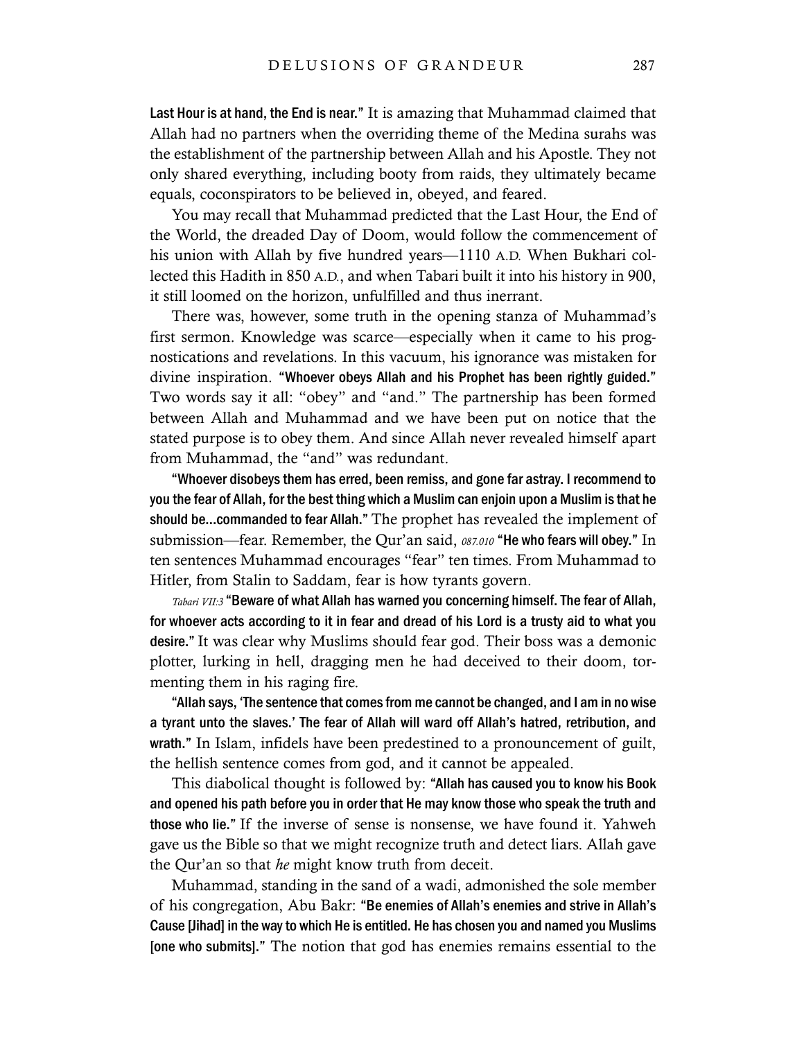**Last Hour is at hand, the End is near."** It is amazing that Muhammad claimed that Allah had no partners when the overriding theme of the Medina surahs was the establishment of the partnership between Allah and his Apostle. They not only shared everything, including booty from raids, they ultimately became equals, coconspirators to be believed in, obeyed, and feared.

You may recall that Muhammad predicted that the Last Hour, the End of the World, the dreaded Day of Doom, would follow the commencement of his union with Allah by five hundred years—1110 A.D. When Bukhari collected this Hadith in 850 A.D., and when Tabari built it into his history in 900, it still loomed on the horizon, unfulfilled and thus inerrant.

There was, however, some truth in the opening stanza of Muhammad's first sermon. Knowledge was scarce—especially when it came to his prognostications and revelations. In this vacuum, his ignorance was mistaken for divine inspiration. **"Whoever obeys Allah and his Prophet has been rightly guided."** Two words say it all: "obey" and "and." The partnership has been formed between Allah and Muhammad and we have been put on notice that the stated purpose is to obey them. And since Allah never revealed himself apart from Muhammad, the "and" was redundant.

**"Whoever disobeys them has erred, been remiss, and gone far astray. I recommend to you the fear of Allah, for the best thing which a Muslim can enjoin upon a Muslim is that he should be…commanded to fear Allah."** The prophet has revealed the implement of submission—fear. Remember, the Qur'an said, *087.010* **"He who fears will obey."** In ten sentences Muhammad encourages "fear" ten times. From Muhammad to Hitler, from Stalin to Saddam, fear is how tyrants govern.

*Tabari VII:3* **"Beware of what Allah has warned you concerning himself. The fear of Allah, for whoever acts according to it in fear and dread of his Lord is a trusty aid to what you desire."** It was clear why Muslims should fear god. Their boss was a demonic plotter, lurking in hell, dragging men he had deceived to their doom, tormenting them in his raging fire.

**"Allah says, 'The sentence that comes from me cannot be changed, and I am in no wise a tyrant unto the slaves.' The fear of Allah will ward off Allah's hatred, retribution, and wrath."** In Islam, infidels have been predestined to a pronouncement of guilt, the hellish sentence comes from god, and it cannot be appealed.

This diabolical thought is followed by: **"Allah has caused you to know his Book and opened his path before you in order that He may know those who speak the truth and those who lie."** If the inverse of sense is nonsense, we have found it. Yahweh gave us the Bible so that we might recognize truth and detect liars. Allah gave the Qur'an so that *he* might know truth from deceit.

Muhammad, standing in the sand of a wadi, admonished the sole member of his congregation, Abu Bakr: **"Be enemies of Allah's enemies and strive in Allah's Cause [Jihad] in the way to which He is entitled. He has chosen you and named you Muslims [one who submits]."** The notion that god has enemies remains essential to the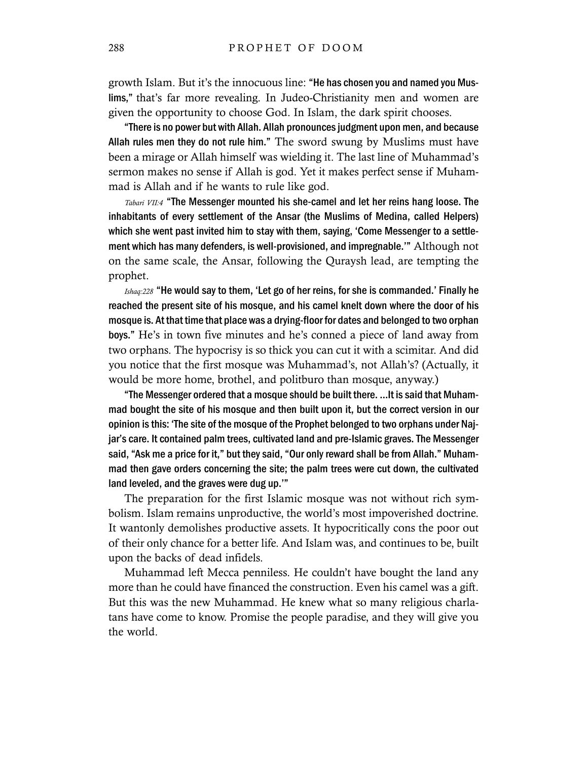growth Islam. But it's the innocuous line: **"He has chosen you and named you Muslims,"** that's far more revealing. In Judeo-Christianity men and women are given the opportunity to choose God. In Islam, the dark spirit chooses.

**"There is no power but with Allah. Allah pronounces judgment upon men, and because Allah rules men they do not rule him."** The sword swung by Muslims must have been a mirage or Allah himself was wielding it. The last line of Muhammad's sermon makes no sense if Allah is god. Yet it makes perfect sense if Muhammad is Allah and if he wants to rule like god.

*Tabari VII:4* **"The Messenger mounted his she-camel and let her reins hang loose. The inhabitants of every settlement of the Ansar (the Muslims of Medina, called Helpers) which she went past invited him to stay with them, saying, 'Come Messenger to a settlement which has many defenders, is well-provisioned, and impregnable.'"** Although not on the same scale, the Ansar, following the Quraysh lead, are tempting the prophet.

*Ishaq:228* **"He would say to them, 'Let go of her reins, for she is commanded.' Finally he reached the present site of his mosque, and his camel knelt down where the door of his mosque is. At that time that place was a drying-floor for dates and belonged to two orphan boys."** He's in town five minutes and he's conned a piece of land away from two orphans. The hypocrisy is so thick you can cut it with a scimitar. And did you notice that the first mosque was Muhammad's, not Allah's? (Actually, it would be more home, brothel, and politburo than mosque, anyway.)

**"The Messenger ordered that a mosque should be built there. ...It is said that Muhammad bought the site of his mosque and then built upon it, but the correct version in our opinion is this: 'The site of the mosque of the Prophet belonged to two orphans under Najjar's care. It contained palm trees, cultivated land and pre-Islamic graves. The Messenger said, "Ask me a price for it," but they said, "Our only reward shall be from Allah." Muhammad then gave orders concerning the site; the palm trees were cut down, the cultivated land leveled, and the graves were dug up.'"**

The preparation for the first Islamic mosque was not without rich symbolism. Islam remains unproductive, the world's most impoverished doctrine. It wantonly demolishes productive assets. It hypocritically cons the poor out of their only chance for a better life. And Islam was, and continues to be, built upon the backs of dead infidels.

Muhammad left Mecca penniless. He couldn't have bought the land any more than he could have financed the construction. Even his camel was a gift. But this was the new Muhammad. He knew what so many religious charlatans have come to know. Promise the people paradise, and they will give you the world.